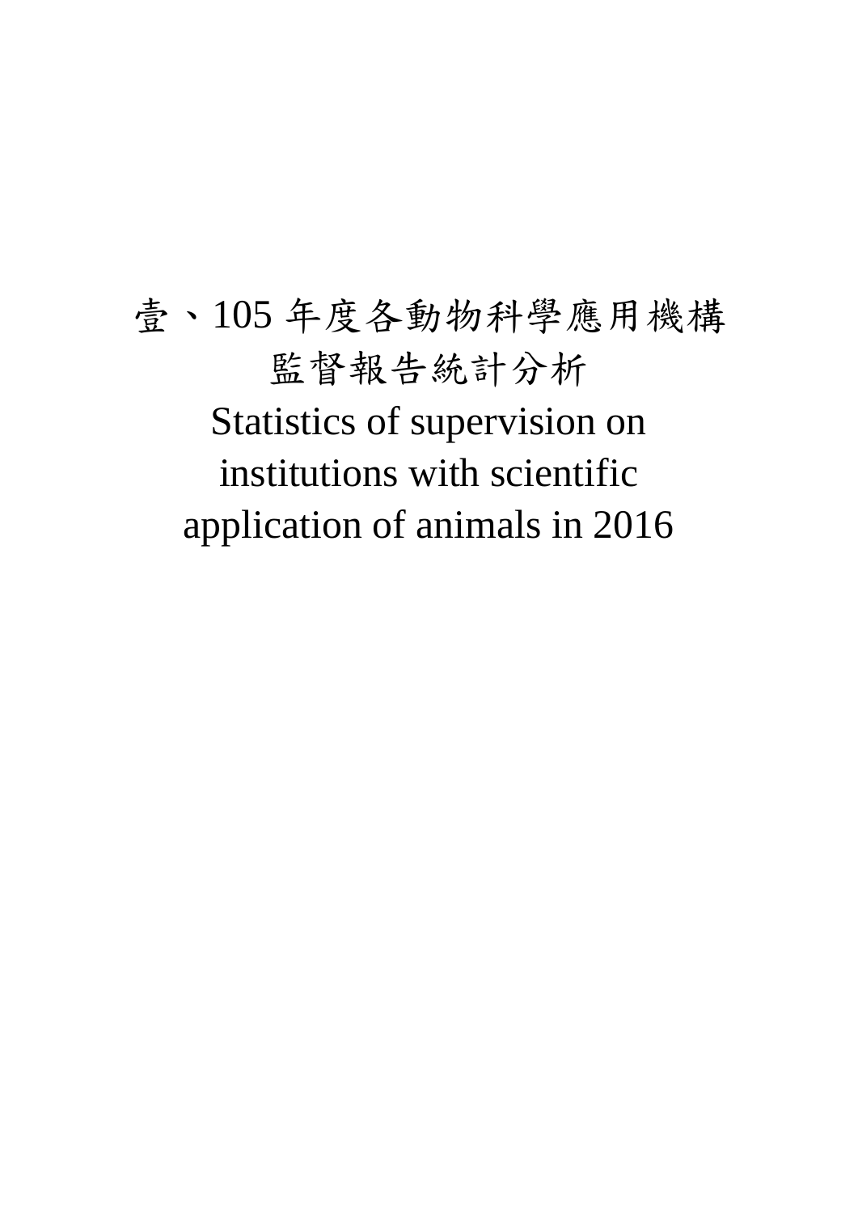# 壹、105 年度各動物科學應用機構監督報告統計分析

# Statistics of supervision on institutions with scientific application of animals in 2016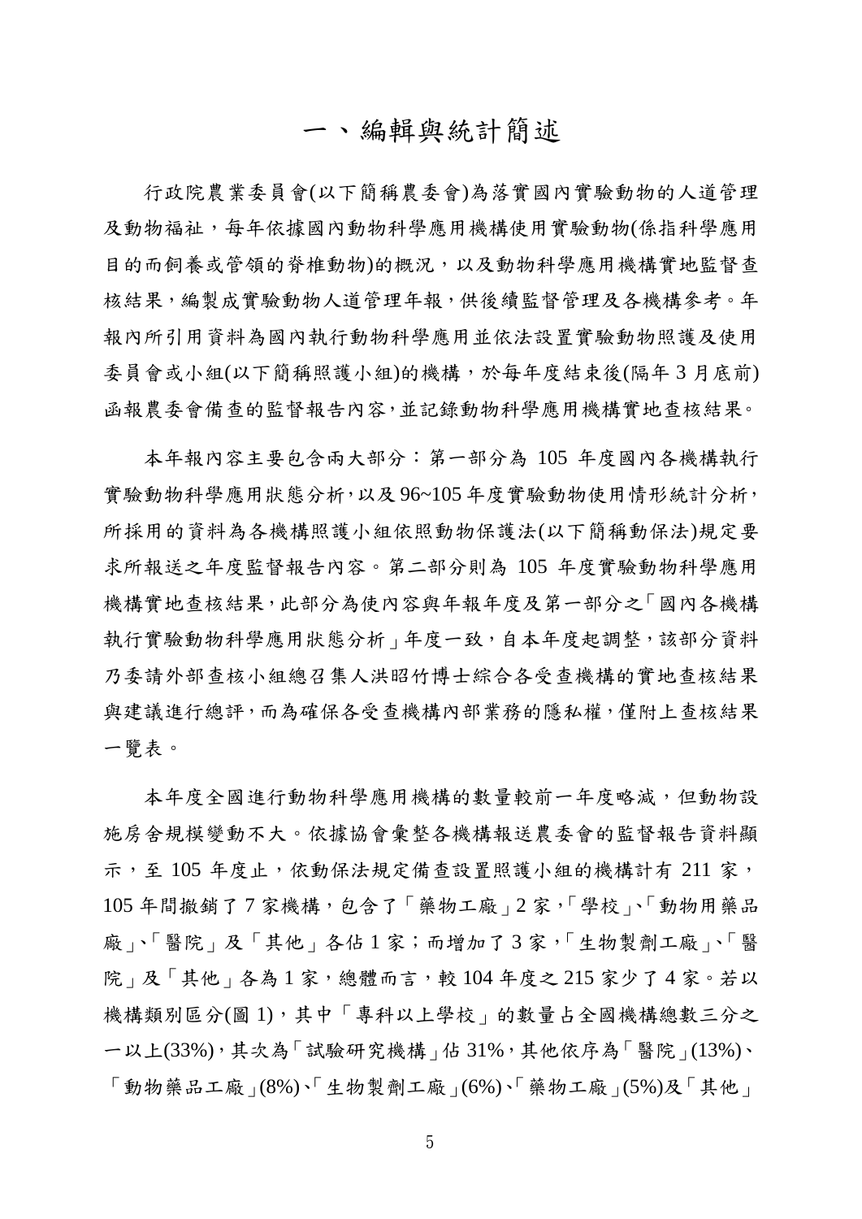# 一、編輯與統計簡述

行政院農業委員會(以下簡稱農委會)為落實國內實驗動物的人道管理及動物福祉，每年依據國內動物科學應用機構使用實驗動物(係指科學應用目的而飼養或管領的脊椎動物)的概況，以及動物科學應用機構實地監督查核結果，編製成實驗動物人道管理年報，供後續監督管理及各機構參考。年報內所引用資料為國內執行動物科學應用並依法設置實驗動物照護及使用委員會或小組(以下簡稱照護小組)的機構，於每年度結束後(隔年 3 月底前)函報農委會備查的監督報告內容，並記錄動物科學應用機構實地查核結果。

本年報內容主要包含兩大部分：第一部分為 105 年度國內各機構執行實驗動物科學應用狀態分析，以及 96~105 年度實驗動物使用情形統計分析，所採用的資料為各機構照護小組依照動物保護法(以下簡稱動保法)規定要求所報送之年度監督報告內容。第二部分則為 105 年度實驗動物科學應用機構實地查核結果，此部分為使內容與年報年度及第一部分之「國內各機構執行實驗動物科學應用狀態分析」年度一致，自本年度起調整，該部分資料乃委請外部查核小組總召集人洪昭竹博士綜合各受查機構的實地查核結果與建議進行總評，而為確保各受查機構內部業務的隱私權，僅附上查核結果一覽表。

本年度全國進行動物科學應用機構的數量較前一年度略減，但動物設施房舍規模變動不大。依據協會彙整各機構報送農委會的監督報告資料顯示，至 105 年度止，依動保法規定備查設置照護小組的機構計有 211 家，105 年間撤銷了 7 家機構，包含了「藥物工廠」2 家，「學校」、「動物用藥品廠」、「醫院」及「其他」各佔 1 家；而增加了 3 家，「生物製劑工廠」、「醫院」及「其他」各為 1 家，總體而言，較 104 年度之 215 家少了 4 家。若以機構類別區分(圖 1)，其中「專科以上學校」的數量占全國機構總數三分之一以上(33%)，其次為「試驗研究機構」佔 31%，其他依序為「醫院」(13%)、「動物藥品工廠」(8%)、「生物製劑工廠」(6%)、「藥物工廠」(5%)及「其他」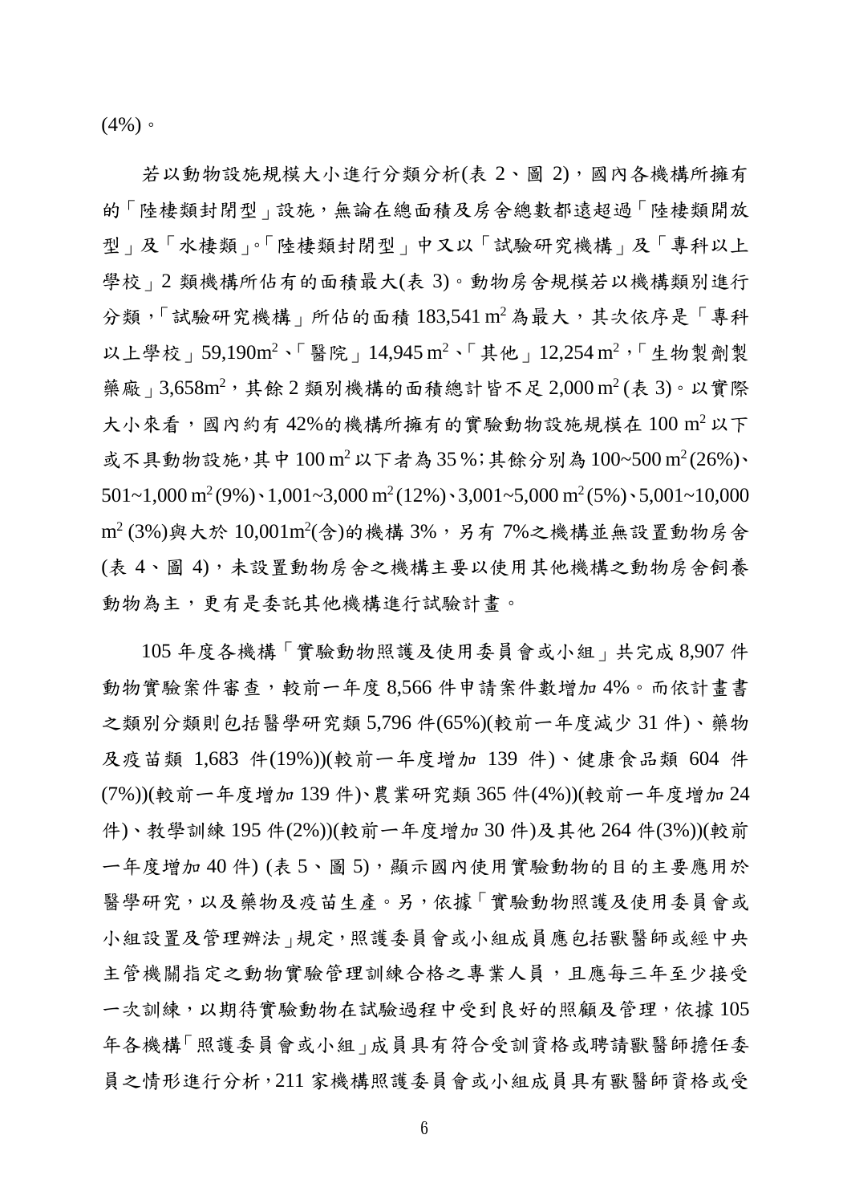(4%)。

若以動物設施規模大小進行分類分析(表 2、圖 2)，國內各機構所擁有的「陸棲類封閉型」設施，無論在總面積及房舍總數都遠超過「陸棲類開放型」及「水棲類」。「陸棲類封閉型」中又以「試驗研究機構」及「專科以上學校」2 類機構所佔有的面積最大(表 3)。動物房舍規模若以機構類別進行分類，「試驗研究機構」所佔的面積 183,541 $m^2$ 為最大，其次依序是「專科以上學校」59,190$m^2$、「醫院」14,945 $m^2$、「其他」12,254 $m^2$，「生物製劑製藥廠」3,658$m^2$，其餘 2 類別機構的面積總計皆不足 2,000 $m^2$ (表 3)。以實際大小來看，國內約有 42%的機構所擁有的實驗動物設施規模在 100 $m^2$ 以下或不具動物設施，其中 100 $m^2$ 以下者為 35 %；其餘分別為 100~500 $m^2$(26%)、501~1,000 $m^2$(9%)、1,001~3,000 $m^2$(12%)、3,001~5,000 $m^2$(5%)、5,001~10,000 $m^2$ (3%)與大於 10,001$m^2$(含)的機構 3%，另有 7%之機構並無設置動物房舍(表 4、圖 4)，未設置動物房舍之機構主要以使用其他機構之動物房舍飼養動物為主，更有是委託其他機構進行試驗計畫。

105 年度各機構「實驗動物照護及使用委員會或小組」共完成 8,907 件動物實驗案件審查，較前一年度 8,566 件申請案件數增加 4%。而依計畫書之類別分類則包括醫學研究類 5,796 件(65%)(較前一年度減少 31 件)、藥物及疫苗類 1,683 件(19%))(較前一年度增加 139 件)、健康食品類 604 件(7%))(較前一年度增加 139 件)、農業研究類 365 件(4%))(較前一年度增加 24 件)、教學訓練 195 件(2%))(較前一年度增加 30 件)及其他 264 件(3%))(較前一年度增加 40 件) (表 5、圖 5)，顯示國內使用實驗動物的目的主要應用於醫學研究，以及藥物及疫苗生產。另，依據「實驗動物照護及使用委員會或小組設置及管理辦法」規定，照護委員會或小組成員應包括獸醫師或經中央主管機關指定之動物實驗管理訓練合格之專業人員，且應每三年至少接受一次訓練，以期待實驗動物在試驗過程中受到良好的照顧及管理，依據 105 年各機構「照護委員會或小組」成員具有符合受訓資格或聘請獸醫師擔任委員之情形進行分析，211 家機構照護委員會或小組成員具有獸醫師資格或受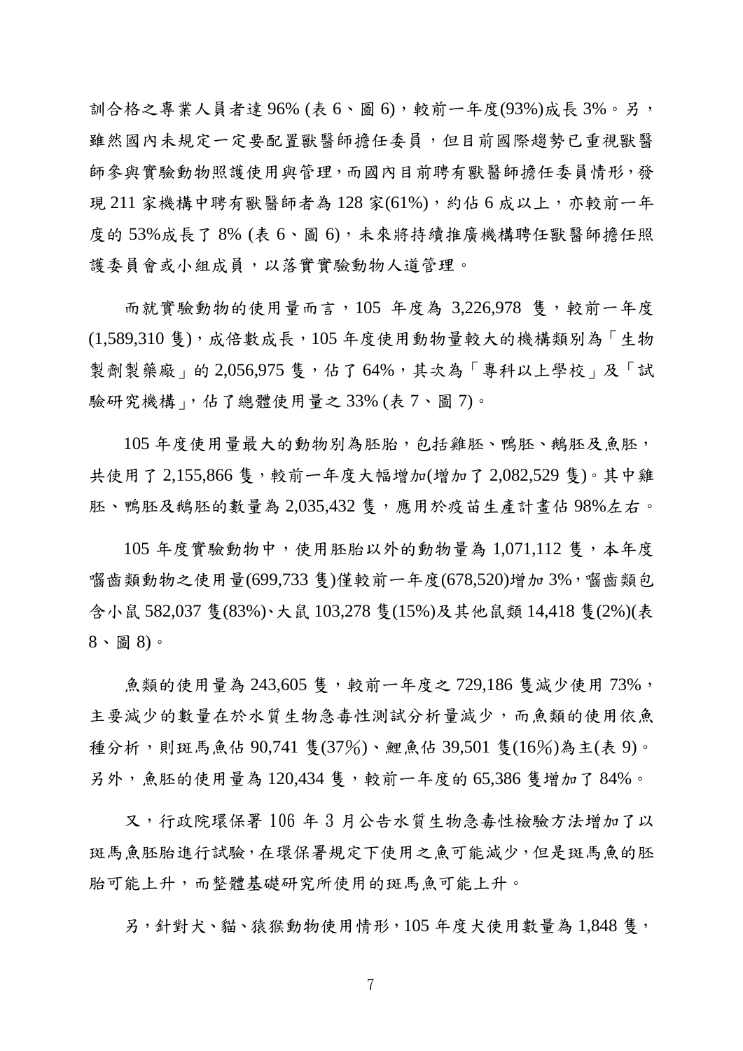訓合格之專業人員者達 96% (表 6、圖 6)，較前一年度(93%)成長 3%。另，雖然國內未規定一定要配置獸醫師擔任委員，但目前國際趨勢已重視獸醫師參與實驗動物照護使用與管理，而國內目前聘有獸醫師擔任委員情形，發現 211 家機構中聘有獸醫師者為 128 家(61%)，約佔 6 成以上，亦較前一年度的 53%成長了 8% (表 6、圖 6)，未來將持續推廣機構聘任獸醫師擔任照護委員會或小組成員，以落實實驗動物人道管理。

而就實驗動物的使用量而言，105 年度為 3,226,978 隻，較前一年度(1,589,310 隻)，成倍數成長，105 年度使用動物量較大的機構類別為「生物製劑製藥廠」的 2,056,975 隻，佔了 64%，其次為「專科以上學校」及「試驗研究機構」，佔了總體使用量之 33% (表 7、圖 7)。

105 年度使用量最大的動物別為胚胎，包括雞胚、鴨胚、鵝胚及魚胚，共使用了 2,155,866 隻，較前一年度大幅增加(增加了 2,082,529 隻)。其中雞胚、鴨胚及鵝胚的數量為 2,035,432 隻，應用於疫苗生產計畫佔 98%左右。

105 年度實驗動物中，使用胚胎以外的動物量為 1,071,112 隻，本年度嚙齒類動物之使用量(699,733 隻)僅較前一年度(678,520)增加 3%，嚙齒類包含小鼠 582,037 隻(83%)、大鼠 103,278 隻(15%)及其他鼠類 14,418 隻(2%)(表 8、圖 8)。

魚類的使用量為 243,605 隻，較前一年度之 729,186 隻減少使用 73%，主要減少的數量在於水質生物急毒性測試分析量減少，而魚類的使用依魚種分析，則斑馬魚佔 90,741 隻(37%)、鯉魚佔 39,501 隻(16%)為主(表 9)。另外，魚胚的使用量為 120,434 隻，較前一年度的 65,386 隻增加了 84%。

又，行政院環保署 106 年 3 月公告水質生物急毒性檢驗方法增加了以斑馬魚胚胎進行試驗，在環保署規定下使用之魚可能減少，但是斑馬魚的胚胎可能上升，而整體基礎研究所使用的斑馬魚可能上升。

另，針對犬、貓、猿猴動物使用情形，105 年度犬使用數量為 1,848 隻，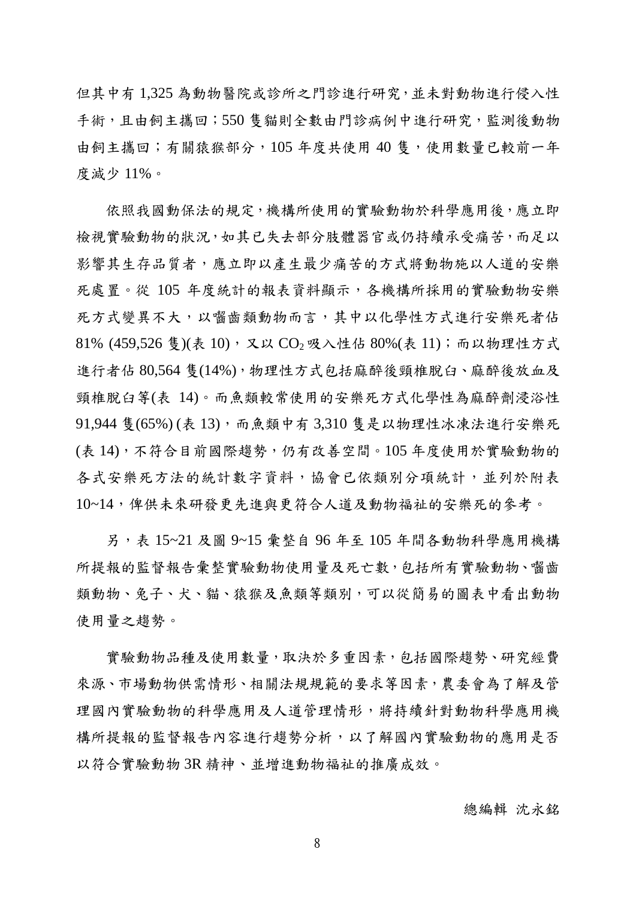但其中有 1,325 為動物醫院或診所之門診進行研究，並未對動物進行侵入性手術，且由飼主攜回；550 隻貓則全數由門診病例中進行研究，監測後動物由飼主攜回；有關猿猴部分，105 年度共使用 40 隻，使用數量已較前一年度減少 11%。

依照我國動保法的規定，機構所使用的實驗動物於科學應用後，應立即檢視實驗動物的狀況，如其已失去部分肢體器官或仍持續承受痛苦，而足以影響其生存品質者，應立即以產生最少痛苦的方式將動物施以人道的安樂死處置。從 105 年度統計的報表資料顯示，各機構所採用的實驗動物安樂死方式變異不大，以囓齒類動物而言，其中以化學性方式進行安樂死者佔 81% (459,526 隻)(表 10)，又以 $CO_2$ 吸入性佔 80%(表 11)；而以物理性方式進行者佔 80,564 隻(14%)，物理性方式包括麻醉後頸椎脫臼、麻醉後放血及頸椎脫臼等(表 14)。而魚類較常使用的安樂死方式化學性為麻醉劑浸浴性 91,944 隻(65%) (表 13)，而魚類中有 3,310 隻是以物理性冰凍法進行安樂死(表 14)，不符合目前國際趨勢，仍有改善空間。105 年度使用於實驗動物的各式安樂死方法的統計數字資料，協會已依類別分項統計，並列於附表 10~14，俾供未來研發更先進與更符合人道及動物福祉的安樂死的參考。

另，表 15~21 及圖 9~15 彙整自 96 年至 105 年間各動物科學應用機構所提報的監督報告彙整實驗動物使用量及死亡數，包括所有實驗動物、囓齒類動物、兔子、犬、貓、猿猴及魚類等類別，可以從簡易的圖表中看出動物使用量之趨勢。

實驗動物品種及使用數量，取決於多重因素，包括國際趨勢、研究經費來源、市場動物供需情形、相關法規規範的要求等因素，農委會為了解及管理國內實驗動物的科學應用及人道管理情形，將持續針對動物科學應用機構所提報的監督報告內容進行趨勢分析，以了解國內實驗動物的應用是否以符合實驗動物 3R 精神、並增進動物福祉的推廣成效。

總編輯 沈永銘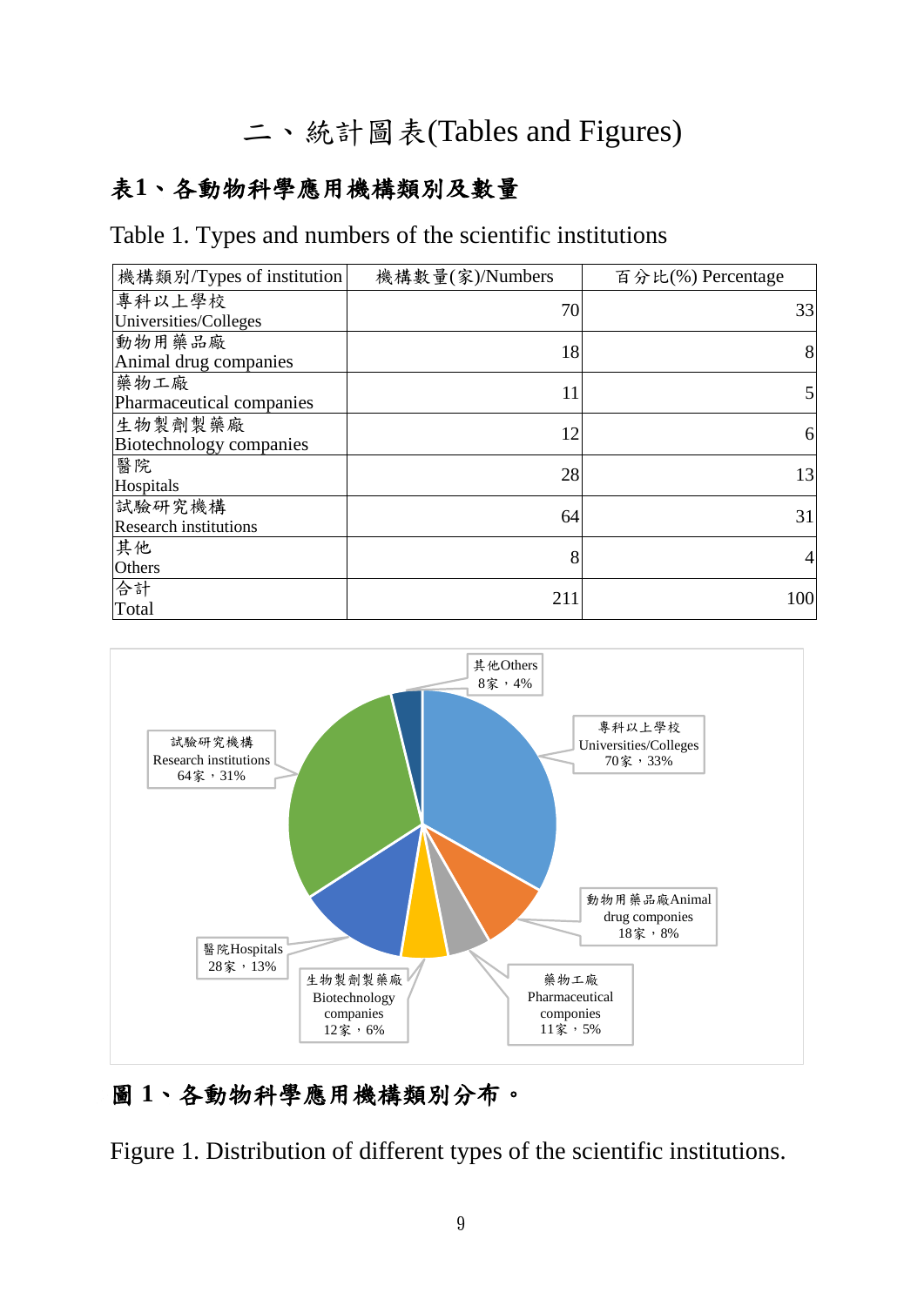# 二、統計圖表(Tables and Figures)

## 表1、各動物科學應用機構類別及數量

Table 1. Types and numbers of the scientific institutions

| 機構類別/Types of institution | 機構數量(家)/Numbers | 百分比(%) Percentage |
|---|---|---|
| 專科以上學校 Universities/Colleges | 70 | 33 |
| 動物用藥品廠 Animal drug companies | 18 | 8 |
| 藥物工廠 Pharmaceutical companies | 11 | 5 |
| 生物製劑製藥廠 Biotechnology companies | 12 | 6 |
| 醫院 Hospitals | 28 | 13 |
| 試驗研究機構 Research institutions | 64 | 31 |
| 其他 Others | 8 | 4 |
| 合計 Total | 211 | 100 |

## 圖 1、各動物科學應用機構類別分布。

Figure 1. Distribution of different types of the scientific institutions.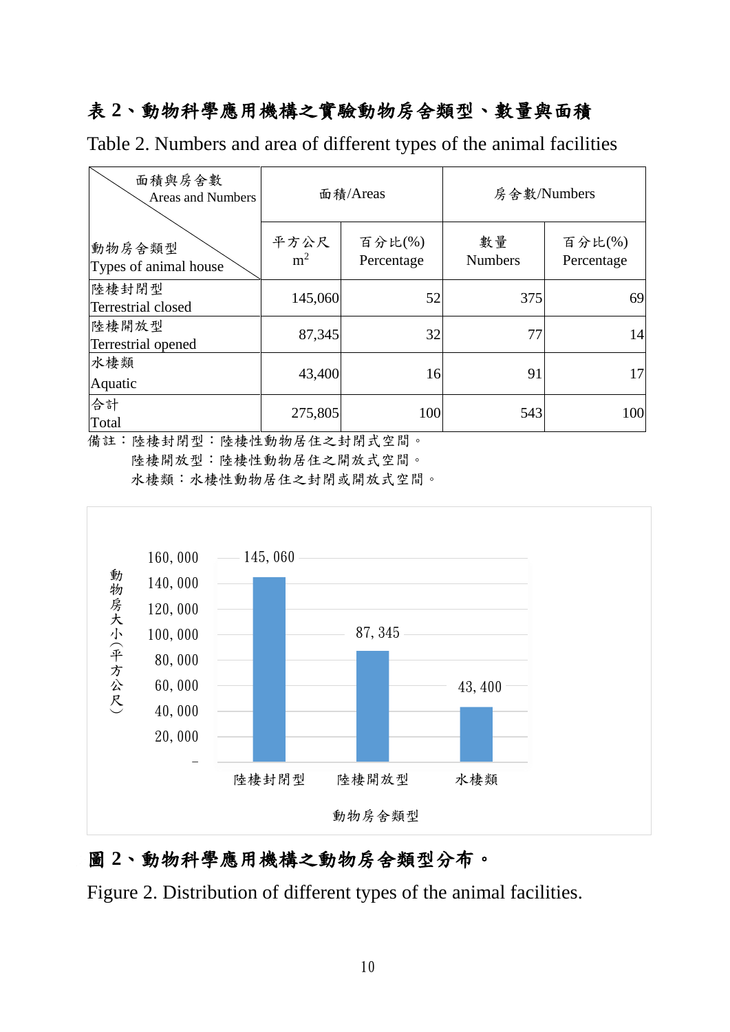**表 2、動物科學應用機構之實驗動物房舍類型、數量與面積**

Table 2. Numbers and area of different types of the animal facilities

| 面積與房舍數 Areas and Numbers / 動物房舍類型 Types of animal house | 面積/Areas | | 房舍數/Numbers | |
|---|---|---|---|---|
| | 平方公尺 $m^2$ | 百分比(%) Percentage | 數量 Numbers | 百分比(%) Percentage |
| 陸棲封閉型 Terrestrial closed | 145,060 | 52 | 375 | 69 |
| 陸棲開放型 Terrestrial opened | 87,345 | 32 | 77 | 14 |
| 水棲類 Aquatic | 43,400 | 16 | 91 | 17 |
| 合計 Total | 275,805 | 100 | 543 | 100 |

備註：陸棲封閉型：陸棲性動物居住之封閉式空間。
　　　陸棲開放型：陸棲性動物居住之開放式空間。
　　　水棲類：水棲性動物居住之封閉或開放式空間。

**圖 2、動物科學應用機構之動物房舍類型分布。**

Figure 2. Distribution of different types of the animal facilities.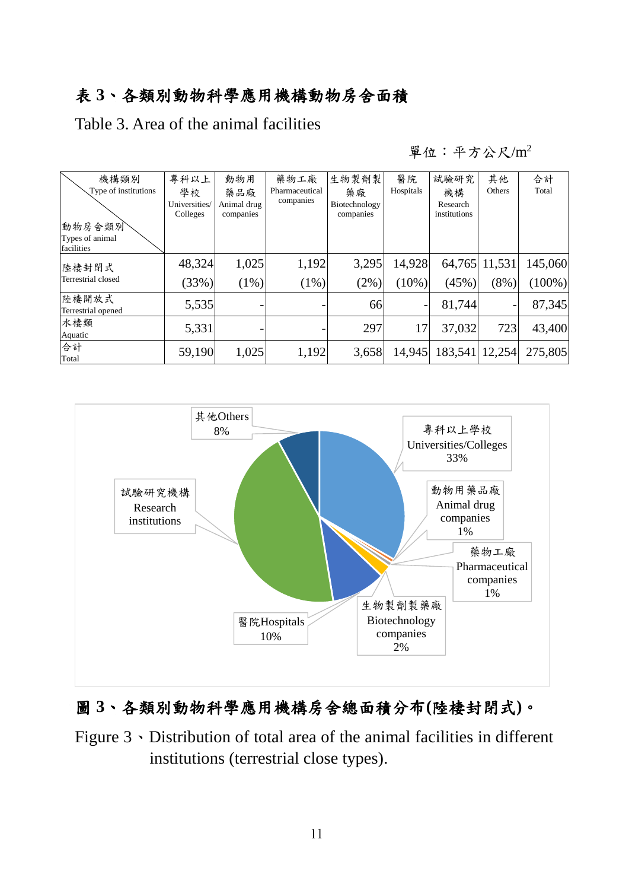# 表 3、各類別動物科學應用機構動物房舍面積

Table 3. Area of the animal facilities

單位：平方公尺/$m^2$

| 機構類別 Type of institutions / 動物房舍類別 Types of animal facilities | 專科以上學校 Universities/ Colleges | 動物用藥品廠 Animal drug companies | 藥物工廠 Pharmaceutical companies | 生物製劑製藥廠 Biotechnology companies | 醫院 Hospitals | 試驗研究機構 Research institutions | 其他 Others | 合計 Total |
|---|---|---|---|---|---|---|---|---|
| 陸棲封閉式 Terrestrial closed | 48,324 (33%) | 1,025 (1%) | 1,192 (1%) | 3,295 (2%) | 14,928 (10%) | 64,765 (45%) | 11,531 (8%) | 145,060 (100%) |
| 陸棲開放式 Terrestrial opened | 5,535 | - | - | 66 | - | 81,744 | - | 87,345 |
| 水棲類 Aquatic | 5,331 | - | - | 297 | 17 | 37,032 | 723 | 43,400 |
| 合計 Total | 59,190 | 1,025 | 1,192 | 3,658 | 14,945 | 183,541 | 12,254 | 275,805 |

# 圖 3、各類別動物科學應用機構房舍總面積分布(陸棲封閉式)。

Figure 3、Distribution of total area of the animal facilities in different institutions (terrestrial close types).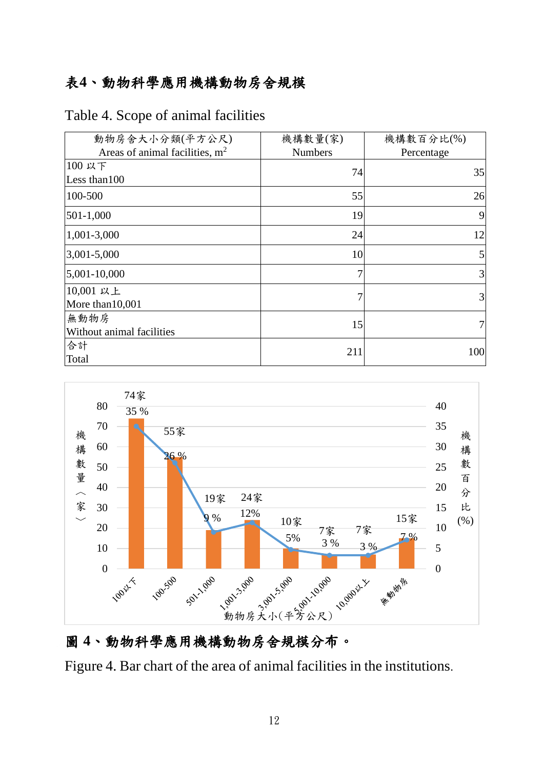# 表4、動物科學應用機構動物房舍規模

Table 4. Scope of animal facilities

| 動物房舍大小分類(平方公尺) Areas of animal facilities, $m^2$ | 機構數量(家) Numbers | 機構數百分比(%) Percentage |
|---|---|---|
| 100 以下 Less than100 | 74 | 35 |
| 100-500 | 55 | 26 |
| 501-1,000 | 19 | 9 |
| 1,001-3,000 | 24 | 12 |
| 3,001-5,000 | 10 | 5 |
| 5,001-10,000 | 7 | 3 |
| 10,001 以上 More than10,001 | 7 | 3 |
| 無動物房 Without animal facilities | 15 | 7 |
| 合計 Total | 211 | 100 |

圖 4、動物科學應用機構動物房舍規模分布。

Figure 4. Bar chart of the area of animal facilities in the institutions.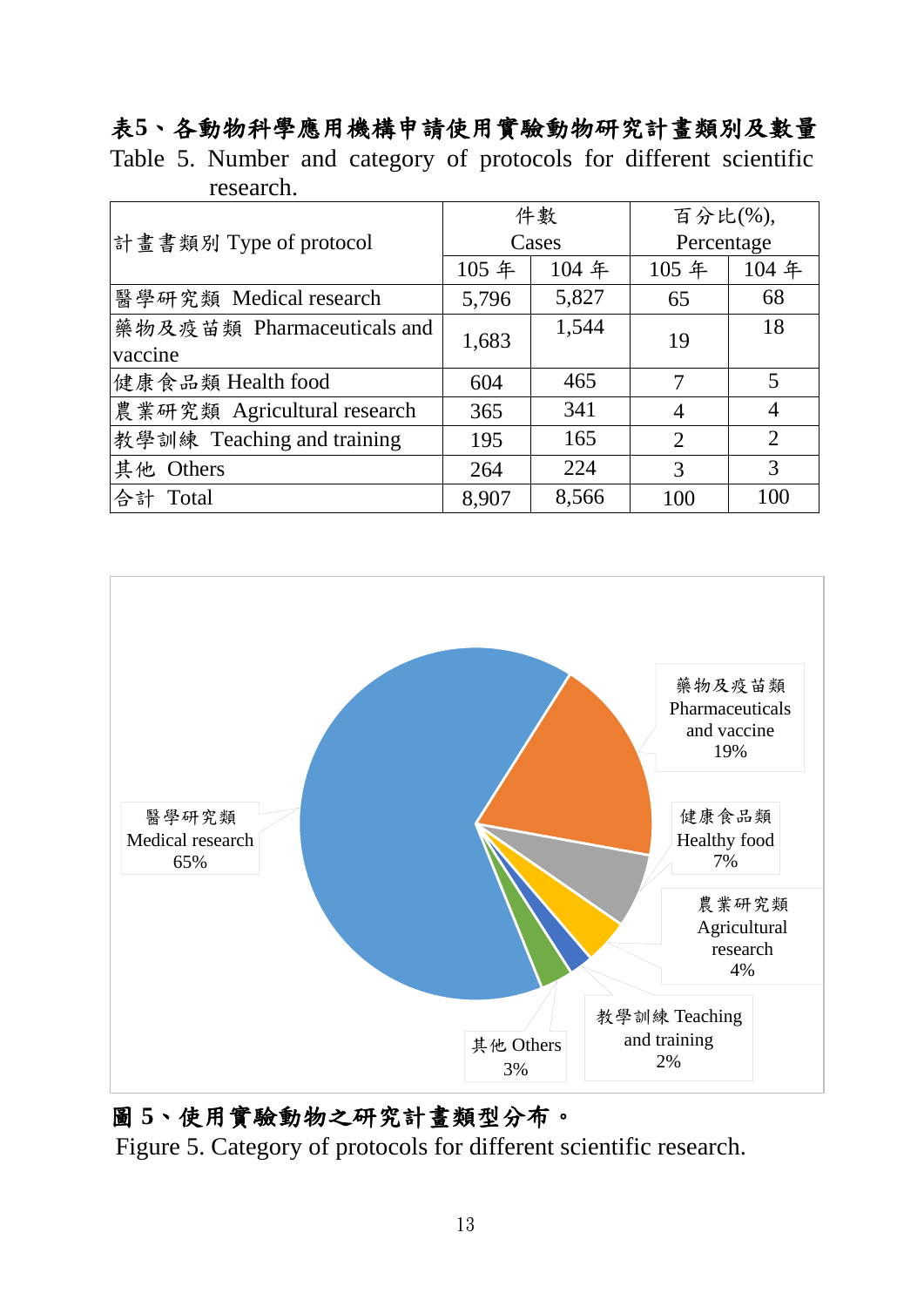**表5、各動物科學應用機構申請使用實驗動物研究計畫類別及數量**

Table 5. Number and category of protocols for different scientific research.

| 計畫書類別 Type of protocol | 件數 Cases | | 百分比(%), Percentage | |
|---|---|---|---|---|
| | 105 年 | 104 年 | 105 年 | 104 年 |
| 醫學研究類 Medical research | 5,796 | 5,827 | 65 | 68 |
| 藥物及疫苗類 Pharmaceuticals and vaccine | 1,683 | 1,544 | 19 | 18 |
| 健康食品類 Health food | 604 | 465 | 7 | 5 |
| 農業研究類 Agricultural research | 365 | 341 | 4 | 4 |
| 教學訓練 Teaching and training | 195 | 165 | 2 | 2 |
| 其他 Others | 264 | 224 | 3 | 3 |
| 合計 Total | 8,907 | 8,566 | 100 | 100 |

**圖5、使用實驗動物之研究計畫類型分布。**

Figure 5. Category of protocols for different scientific research.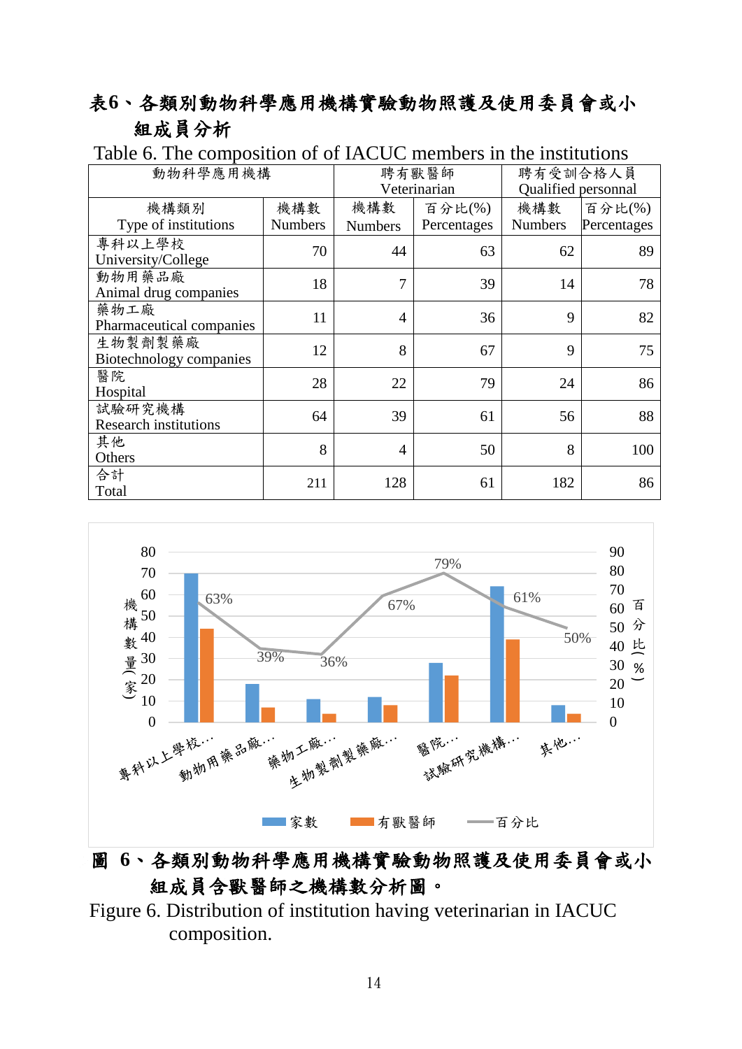**表6、各類別動物科學應用機構實驗動物照護及使用委員會或小組成員分析**

Table 6. The composition of IACUC members in the institutions

| 動物科學應用機構 | | 聘有獸醫師 Veterinarian | | 聘有受訓合格人員 Qualified personnal | |
|---|---|---|---|---|---|
| 機構類別 Type of institutions | 機構數 Numbers | 機構數 Numbers | 百分比(%) Percentages | 機構數 Numbers | 百分比(%) Percentages |
| 專科以上學校 University/College | 70 | 44 | 63 | 62 | 89 |
| 動物用藥品廠 Animal drug companies | 18 | 7 | 39 | 14 | 78 |
| 藥物工廠 Pharmaceutical companies | 11 | 4 | 36 | 9 | 82 |
| 生物製劑製藥廠 Biotechnology companies | 12 | 8 | 67 | 9 | 75 |
| 醫院 Hospital | 28 | 22 | 79 | 24 | 86 |
| 試驗研究機構 Research institutions | 64 | 39 | 61 | 56 | 88 |
| 其他 Others | 8 | 4 | 50 | 8 | 100 |
| 合計 Total | 211 | 128 | 61 | 182 | 86 |

**圖 6、各類別動物科學應用機構實驗動物照護及使用委員會或小組成員含獸醫師之機構數分析圖。**

Figure 6. Distribution of institution having veterinarian in IACUC composition.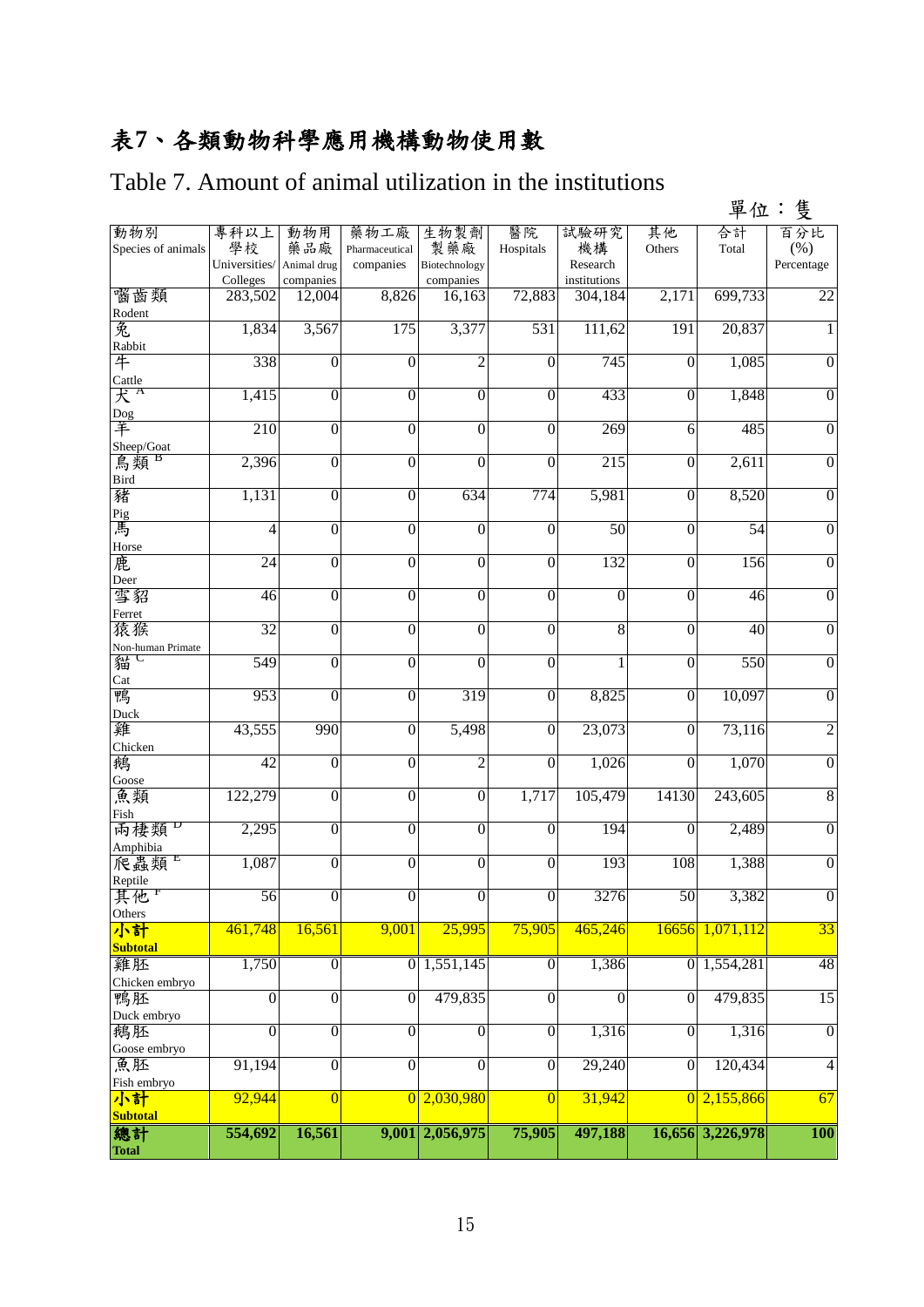# 表7、各類動物科學應用機構動物使用數

## Table 7. Amount of animal utilization in the institutions

單位：隻

| 動物別 Species of animals | 專科以上學校 Universities/ Colleges | 動物用藥品廠 Animal drug companies | 藥物工廠 Pharmaceutical companies | 生物製劑製藥廠 Biotechnology companies | 醫院 Hospitals | 試驗研究機構 Research institutions | 其他 Others | 合計 Total | 百分比 (%) Percentage |
|---|---|---|---|---|---|---|---|---|---|
| 囓齒類 Rodent | 283,502 | 12,004 | 8,826 | 16,163 | 72,883 | 304,184 | 2,171 | 699,733 | 22 |
| 兔 Rabbit | 1,834 | 3,567 | 175 | 3,377 | 531 | 111,62 | 191 | 20,837 | 1 |
| 牛 Cattle | 338 | 0 | 0 | 2 | 0 | 745 | 0 | 1,085 | 0 |
| 犬[A] Dog | 1,415 | 0 | 0 | 0 | 0 | 433 | 0 | 1,848 | 0 |
| 羊 Sheep/Goat | 210 | 0 | 0 | 0 | 0 | 269 | 6 | 485 | 0 |
| 鳥類[B] Bird | 2,396 | 0 | 0 | 0 | 0 | 215 | 0 | 2,611 | 0 |
| 豬 Pig | 1,131 | 0 | 0 | 634 | 774 | 5,981 | 0 | 8,520 | 0 |
| 馬 Horse | 4 | 0 | 0 | 0 | 0 | 50 | 0 | 54 | 0 |
| 鹿 Deer | 24 | 0 | 0 | 0 | 0 | 132 | 0 | 156 | 0 |
| 雪貂 Ferret | 46 | 0 | 0 | 0 | 0 | 0 | 0 | 46 | 0 |
| 猿猴 Non-human Primate | 32 | 0 | 0 | 0 | 0 | 8 | 0 | 40 | 0 |
| 貓[C] Cat | 549 | 0 | 0 | 0 | 0 | 1 | 0 | 550 | 0 |
| 鴨 Duck | 953 | 0 | 0 | 319 | 0 | 8,825 | 0 | 10,097 | 0 |
| 雞 Chicken | 43,555 | 990 | 0 | 5,498 | 0 | 23,073 | 0 | 73,116 | 2 |
| 鵝 Goose | 42 | 0 | 0 | 2 | 0 | 1,026 | 0 | 1,070 | 0 |
| 魚類 Fish | 122,279 | 0 | 0 | 0 | 1,717 | 105,479 | 14130 | 243,605 | 8 |
| 兩棲類[D] Amphibia | 2,295 | 0 | 0 | 0 | 0 | 194 | 0 | 2,489 | 0 |
| 爬蟲類[E] Reptile | 1,087 | 0 | 0 | 0 | 0 | 193 | 108 | 1,388 | 0 |
| 其他[F] Others | 56 | 0 | 0 | 0 | 0 | 3276 | 50 | 3,382 | 0 |
| **小計 Subtotal** | 461,748 | 16,561 | 9,001 | 25,995 | 75,905 | 465,246 | 16656 | 1,071,112 | 33 |
| 雞胚 Chicken embryo | 1,750 | 0 | 0 | 1,551,145 | 0 | 1,386 | 0 | 1,554,281 | 48 |
| 鴨胚 Duck embryo | 0 | 0 | 0 | 479,835 | 0 | 0 | 0 | 479,835 | 15 |
| 鵝胚 Goose embryo | 0 | 0 | 0 | 0 | 0 | 1,316 | 0 | 1,316 | 0 |
| 魚胚 Fish embryo | 91,194 | 0 | 0 | 0 | 0 | 29,240 | 0 | 120,434 | 4 |
| **小計 Subtotal** | 92,944 | 0 | 0 | 2,030,980 | 0 | 31,942 | 0 | 2,155,866 | 67 |
| **總計 Total** | **554,692** | **16,561** | **9,001** | **2,056,975** | **75,905** | **497,188** | **16,656** | **3,226,978** | **100** |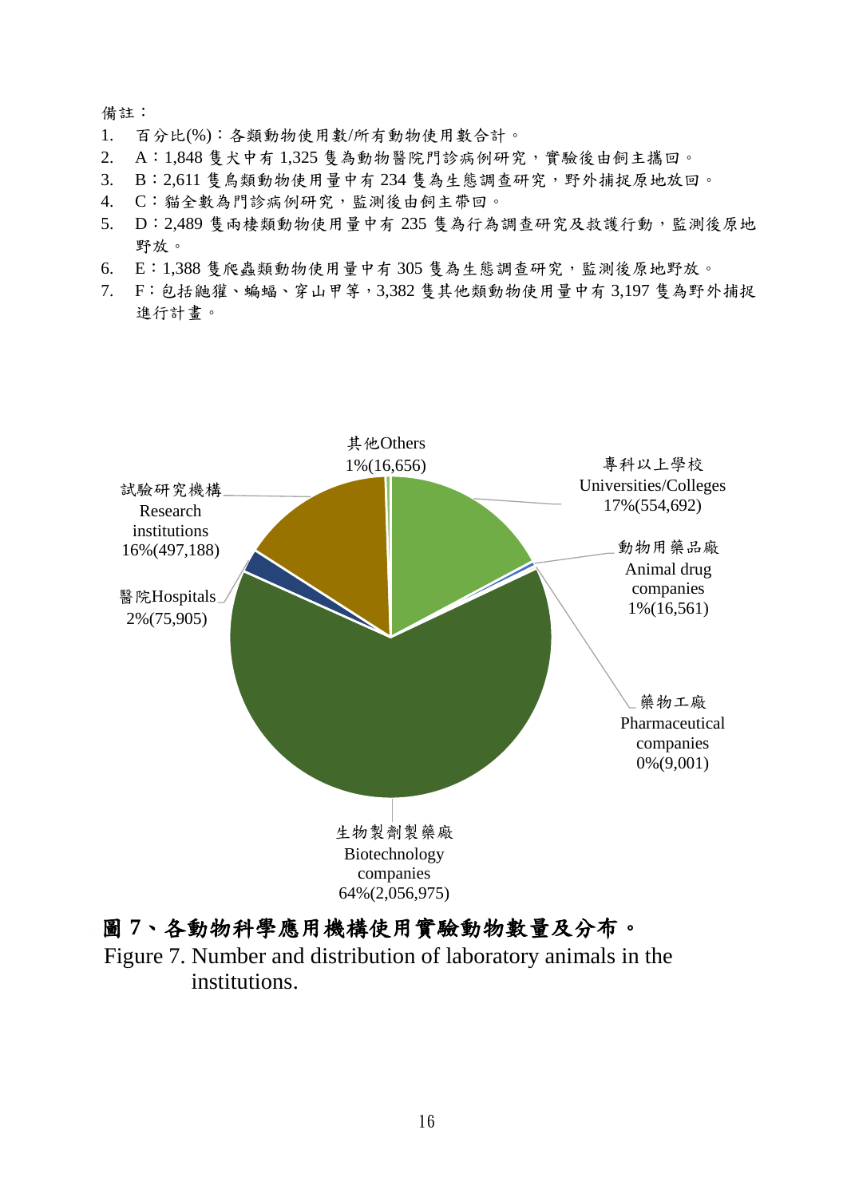備註：

1. 百分比(%)：各類動物使用數/所有動物使用數合計。
2. A：1,848 隻犬中有 1,325 隻為動物醫院門診病例研究，實驗後由飼主攜回。
3. B：2,611 隻鳥類動物使用量中有 234 隻為生態調查研究，野外捕捉原地放回。
4. C：貓全數為門診病例研究，監測後由飼主帶回。
5. D：2,489 隻兩棲類動物使用量中有 235 隻為行為調查研究及救護行動，監測後原地野放。
6. E：1,388 隻爬蟲類動物使用量中有 305 隻為生態調查研究，監測後原地野放。
7. F：包括鼬獾、蝙蝠、穿山甲等，3,382 隻其他類動物使用量中有 3,197 隻為野外捕捉進行計畫。

其他Others
1%(16,656)

專科以上學校
Universities/Colleges
17%(554,692)

動物用藥品廠
Animal drug companies
1%(16,561)

藥物工廠
Pharmaceutical companies
0%(9,001)

生物製劑製藥廠
Biotechnology companies
64%(2,056,975)

醫院Hospitals
2%(75,905)

試驗研究機構
Research institutions
16%(497,188)

**圖 7、各動物科學應用機構使用實驗動物數量及分布。**

Figure 7. Number and distribution of laboratory animals in the institutions.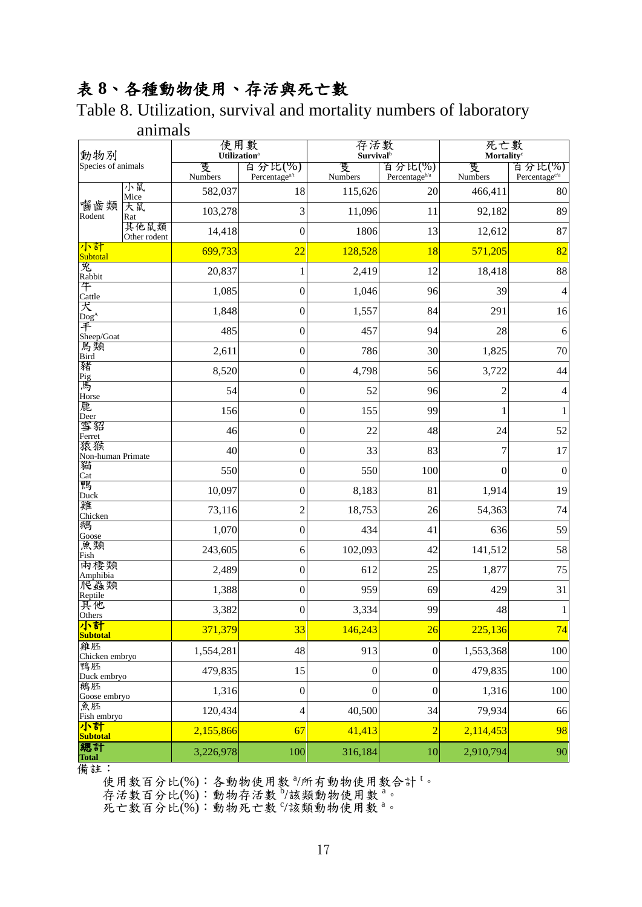# 表 8、各種動物使用、存活與死亡數

Table 8. Utilization, survival and mortality numbers of laboratory animals

| 動物別 Species of animals | | 使用數 Utilization[a] | | 存活數 Survival[b] | | 死亡數 Mortality[c] | |
|---|---|---|---|---|---|---|---|
| | | 隻 Numbers | 百分比(%) Percentage[a/t] | 隻 Numbers | 百分比(%) Percentage[b/a] | 隻 Numbers | 百分比(%) Percentage[c/a] |
| 囓齒類 Rodent | 小鼠 Mice | 582,037 | 18 | 115,626 | 20 | 466,411 | 80 |
| | 大鼠 Rat | 103,278 | 3 | 11,096 | 11 | 92,182 | 89 |
| | 其他鼠類 Other rodent | 14,418 | 0 | 1806 | 13 | 12,612 | 87 |
| 小計 Subtotal | | 699,733 | 22 | 128,528 | 18 | 571,205 | 82 |
| 兔 Rabbit | | 20,837 | 1 | 2,419 | 12 | 18,418 | 88 |
| 牛 Cattle | | 1,085 | 0 | 1,046 | 96 | 39 | 4 |
| 犬 Dog[A] | | 1,848 | 0 | 1,557 | 84 | 291 | 16 |
| 羊 Sheep/Goat | | 485 | 0 | 457 | 94 | 28 | 6 |
| 鳥類 Bird | | 2,611 | 0 | 786 | 30 | 1,825 | 70 |
| 豬 Pig | | 8,520 | 0 | 4,798 | 56 | 3,722 | 44 |
| 馬 Horse | | 54 | 0 | 52 | 96 | 2 | 4 |
| 鹿 Deer | | 156 | 0 | 155 | 99 | 1 | 1 |
| 雪貂 Ferret | | 46 | 0 | 22 | 48 | 24 | 52 |
| 猿猴 Non-human Primate | | 40 | 0 | 33 | 83 | 7 | 17 |
| 貓 Cat | | 550 | 0 | 550 | 100 | 0 | 0 |
| 鴨 Duck | | 10,097 | 0 | 8,183 | 81 | 1,914 | 19 |
| 雞 Chicken | | 73,116 | 2 | 18,753 | 26 | 54,363 | 74 |
| 鵝 Goose | | 1,070 | 0 | 434 | 41 | 636 | 59 |
| 魚類 Fish | | 243,605 | 6 | 102,093 | 42 | 141,512 | 58 |
| 兩棲類 Amphibia | | 2,489 | 0 | 612 | 25 | 1,877 | 75 |
| 爬蟲類 Reptile | | 1,388 | 0 | 959 | 69 | 429 | 31 |
| 其他 Others | | 3,382 | 0 | 3,334 | 99 | 48 | 1 |
| **小計 Subtotal** | | 371,379 | 33 | 146,243 | 26 | 225,136 | 74 |
| 雞胚 Chicken embryo | | 1,554,281 | 48 | 913 | 0 | 1,553,368 | 100 |
| 鴨胚 Duck embryo | | 479,835 | 15 | 0 | 0 | 479,835 | 100 |
| 鵝胚 Goose embryo | | 1,316 | 0 | 0 | 0 | 1,316 | 100 |
| 魚胚 Fish embryo | | 120,434 | 4 | 40,500 | 34 | 79,934 | 66 |
| **小計 Subtotal** | | 2,155,866 | 67 | 41,413 | 2 | 2,114,453 | 98 |
| **總計 Total** | | 3,226,978 | 100 | 316,184 | 10 | 2,910,794 | 90 |

備註：

使用數百分比(%)：各動物使用數[a]/所有動物使用數合計[t]。
存活數百分比(%)：動物存活數[b]/該類動物使用數[a]。
死亡數百分比(%)：動物死亡數[c]/該類動物使用數[a]。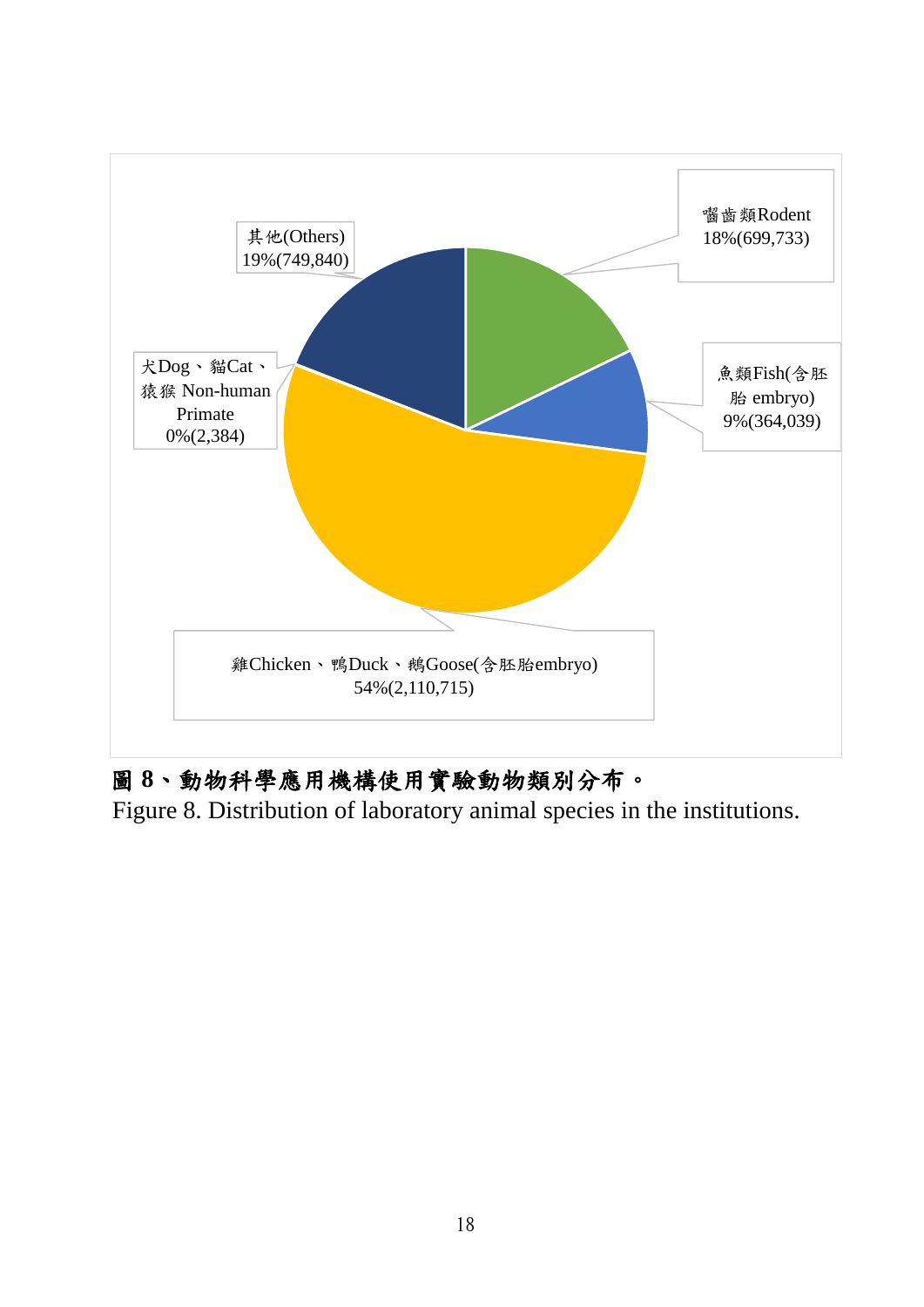其他(Others)
19%(749,840)

囓齒類Rodent
18%(699,733)

犬Dog、貓Cat、猿猴 Non-human Primate
0%(2,384)

魚類Fish(含胚胎 embryo)
9%(364,039)

雞Chicken、鴨Duck、鵝Goose(含胚胎embryo)
54%(2,110,715)

**圖 8、動物科學應用機構使用實驗動物類別分布。**

Figure 8. Distribution of laboratory animal species in the institutions.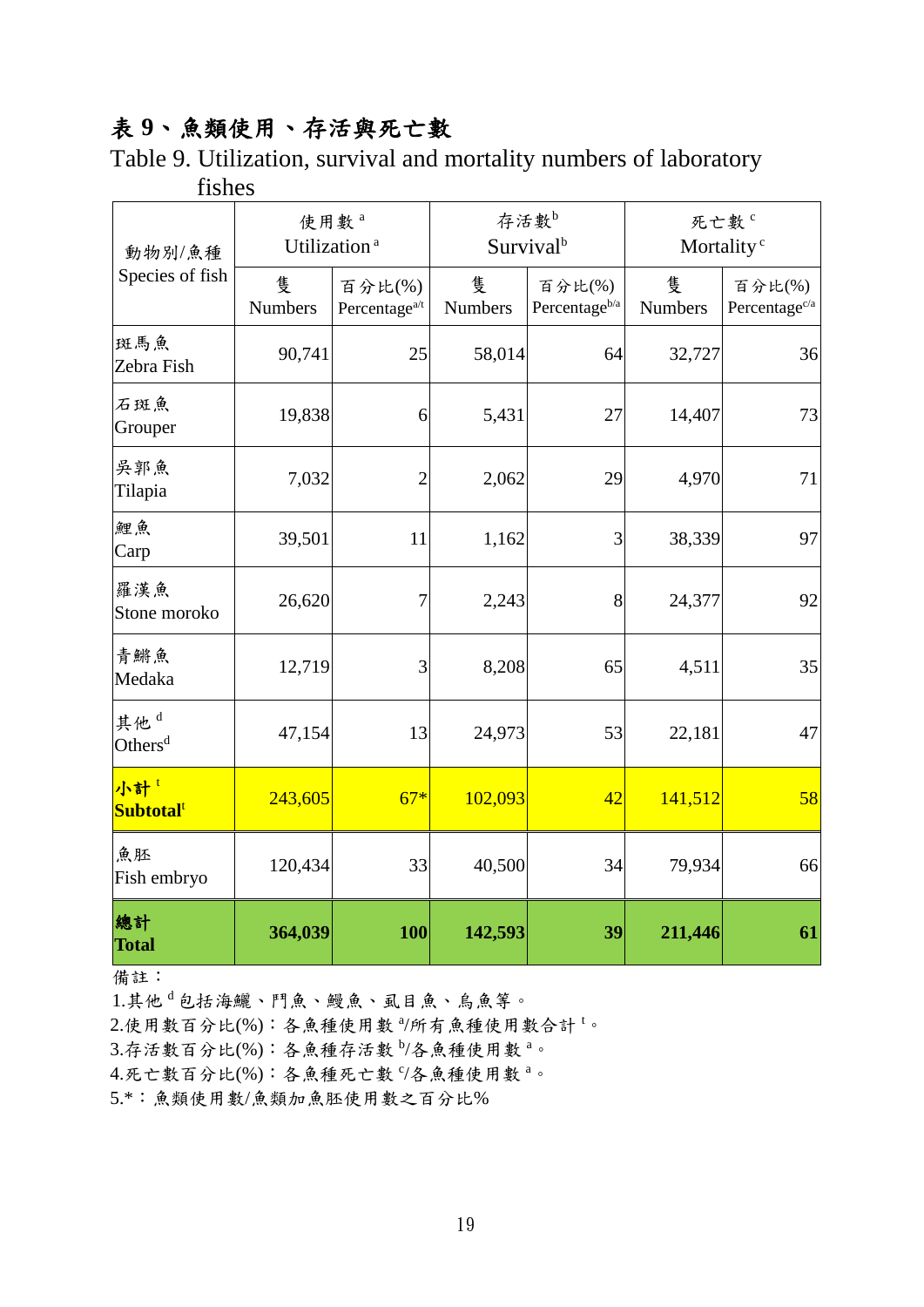# 表 9、魚類使用、存活與死亡數

Table 9. Utilization, survival and mortality numbers of laboratory fishes

| 動物別/魚種 Species of fish | 使用數 [a] Utilization [a] | | 存活數 [b] Survival [b] | | 死亡數 [c] Mortality [c] | |
|---|---|---|---|---|---|---|
| | 隻 Numbers | 百分比(%) Percentage [a/t] | 隻 Numbers | 百分比(%) Percentage [b/a] | 隻 Numbers | 百分比(%) Percentage [c/a] |
| 斑馬魚 Zebra Fish | 90,741 | 25 | 58,014 | 64 | 32,727 | 36 |
| 石斑魚 Grouper | 19,838 | 6 | 5,431 | 27 | 14,407 | 73 |
| 吳郭魚 Tilapia | 7,032 | 2 | 2,062 | 29 | 4,970 | 71 |
| 鯉魚 Carp | 39,501 | 11 | 1,162 | 3 | 38,339 | 97 |
| 羅漢魚 Stone moroko | 26,620 | 7 | 2,243 | 8 | 24,377 | 92 |
| 青鱂魚 Medaka | 12,719 | 3 | 8,208 | 65 | 4,511 | 35 |
| 其他 [d] Others [d] | 47,154 | 13 | 24,973 | 53 | 22,181 | 47 |
| **小計 [t] Subtotal [t]** | 243,605 | 67* | 102,093 | 42 | 141,512 | 58 |
| 魚胚 Fish embryo | 120,434 | 33 | 40,500 | 34 | 79,934 | 66 |
| **總計 Total** | **364,039** | **100** | **142,593** | **39** | **211,446** | **61** |

備註：

1.其他 [d] 包括海鱺、鬥魚、鰻魚、虱目魚、烏魚等。

2.使用數百分比(%)：各魚種使用數 [a]/所有魚種使用數合計 [t]。

3.存活數百分比(%)：各魚種存活數 [b]/各魚種使用數 [a]。

4.死亡數百分比(%)：各魚種死亡數 [c]/各魚種使用數 [a]。

5.*：魚類使用數/魚類加魚胚使用數之百分比%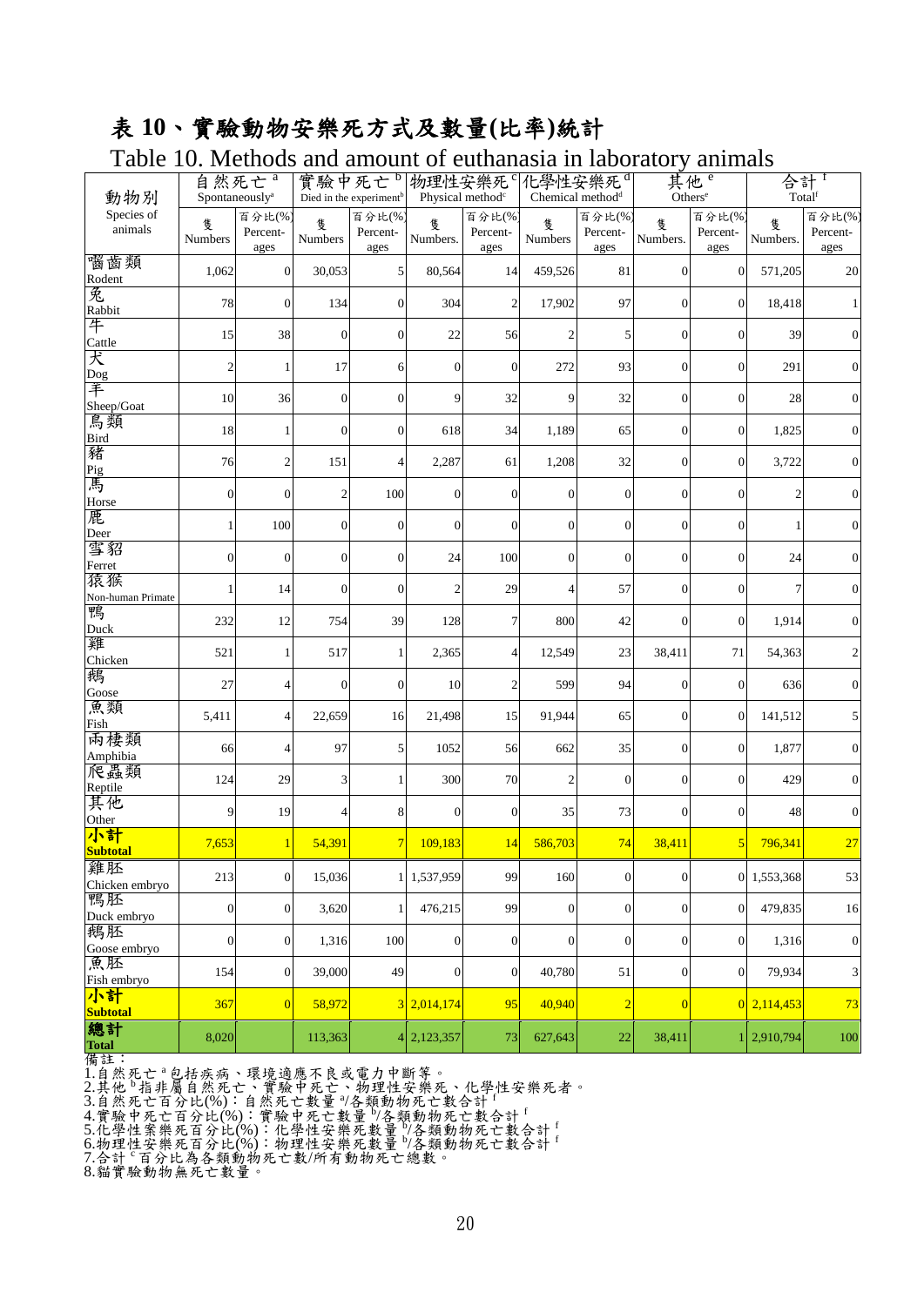# 表 10、實驗動物安樂死方式及數量(比率)統計

Table 10. Methods and amount of euthanasia in laboratory animals

| 動物別 Species of animals | 自然死亡[a] Spontaneously[a] | | 實驗中死亡[b] Died in the experiment[b] | | 物理性安樂死[c] Physical method[c] | | 化學性安樂死[d] Chemical method[d] | | 其他[e] Others[e] | | 合計[f] Total[f] | |
|---|---|---|---|---|---|---|---|---|---|---|---|---|
| | 隻 Numbers | 百分比(%) Percent-ages | 隻 Numbers | 百分比(%) Percent-ages | 隻 Numbers. | 百分比(%) Percent-ages | 隻 Numbers | 百分比(%) Percent-ages | 隻 Numbers. | 百分比(%) Percent-ages | 隻 Numbers. | 百分比(%) Percent-ages |
| 囓齒類 Rodent | 1,062 | 0 | 30,053 | 5 | 80,564 | 14 | 459,526 | 81 | 0 | 0 | 571,205 | 20 |
| 兔 Rabbit | 78 | 0 | 134 | 0 | 304 | 2 | 17,902 | 97 | 0 | 0 | 18,418 | 1 |
| 牛 Cattle | 15 | 38 | 0 | 0 | 22 | 56 | 2 | 5 | 0 | 0 | 39 | 0 |
| 犬 Dog | 2 | 1 | 17 | 6 | 0 | 0 | 272 | 93 | 0 | 0 | 291 | 0 |
| 羊 Sheep/Goat | 10 | 36 | 0 | 0 | 9 | 32 | 9 | 32 | 0 | 0 | 28 | 0 |
| 鳥類 Bird | 18 | 1 | 0 | 0 | 618 | 34 | 1,189 | 65 | 0 | 0 | 1,825 | 0 |
| 豬 Pig | 76 | 2 | 151 | 4 | 2,287 | 61 | 1,208 | 32 | 0 | 0 | 3,722 | 0 |
| 馬 Horse | 0 | 0 | 2 | 100 | 0 | 0 | 0 | 0 | 0 | 0 | 2 | 0 |
| 鹿 Deer | 1 | 100 | 0 | 0 | 0 | 0 | 0 | 0 | 0 | 0 | 1 | 0 |
| 雪貂 Ferret | 0 | 0 | 0 | 0 | 24 | 100 | 0 | 0 | 0 | 0 | 24 | 0 |
| 猿猴 Non-human Primate | 1 | 14 | 0 | 0 | 2 | 29 | 4 | 57 | 0 | 0 | 7 | 0 |
| 鴨 Duck | 232 | 12 | 754 | 39 | 128 | 7 | 800 | 42 | 0 | 0 | 1,914 | 0 |
| 雞 Chicken | 521 | 1 | 517 | 1 | 2,365 | 4 | 12,549 | 23 | 38,411 | 71 | 54,363 | 2 |
| 鵝 Goose | 27 | 4 | 0 | 0 | 10 | 2 | 599 | 94 | 0 | 0 | 636 | 0 |
| 魚類 Fish | 5,411 | 4 | 22,659 | 16 | 21,498 | 15 | 91,944 | 65 | 0 | 0 | 141,512 | 5 |
| 兩棲類 Amphibia | 66 | 4 | 97 | 5 | 1052 | 56 | 662 | 35 | 0 | 0 | 1,877 | 0 |
| 爬蟲類 Reptile | 124 | 29 | 3 | 1 | 300 | 70 | 2 | 0 | 0 | 0 | 429 | 0 |
| 其他 Other | 9 | 19 | 4 | 8 | 0 | 0 | 35 | 73 | 0 | 0 | 48 | 0 |
| **小計 Subtotal** | 7,653 | 1 | 54,391 | 7 | 109,183 | 14 | 586,703 | 74 | 38,411 | 5 | 796,341 | 27 |
| 雞胚 Chicken embryo | 213 | 0 | 15,036 | 1 | 1,537,959 | 99 | 160 | 0 | 0 | 0 | 1,553,368 | 53 |
| 鴨胚 Duck embryo | 0 | 0 | 3,620 | 1 | 476,215 | 99 | 0 | 0 | 0 | 0 | 479,835 | 16 |
| 鵝胚 Goose embryo | 0 | 0 | 1,316 | 100 | 0 | 0 | 0 | 0 | 0 | 0 | 1,316 | 0 |
| 魚胚 Fish embryo | 154 | 0 | 39,000 | 49 | 0 | 0 | 40,780 | 51 | 0 | 0 | 79,934 | 3 |
| **小計 Subtotal** | 367 | 0 | 58,972 | 3 | 2,014,174 | 95 | 40,940 | 2 | 0 | 0 | 2,114,453 | 73 |
| **總計 Total** | 8,020 | | 113,363 | 4 | 2,123,357 | 73 | 627,643 | 22 | 38,411 | 1 | 2,910,794 | 100 |

備註：

1.自然死亡[a]包括疾病、環境適應不良或電力中斷等。
2.其他[b]指非屬自然死亡、實驗中死亡、物理性安樂死、化學性安樂死者。
3.自然死亡百分比(%)：自然死亡數量[a]/各類動物死亡數合計[f]
4.實驗中死亡百分比(%)：實驗中死亡數量[b]/各類動物死亡數合計[f]
5.化學性案樂死百分比(%)：化學性安樂死數量[b]/各類動物死亡數合計[f]
6.物理性安樂死百分比(%)：物理性安樂死數量[b]/各類動物死亡數合計[f]
7.合計[c]百分比為各類動物死亡數/所有動物死亡總數。
8.貓實驗動物無死亡數量。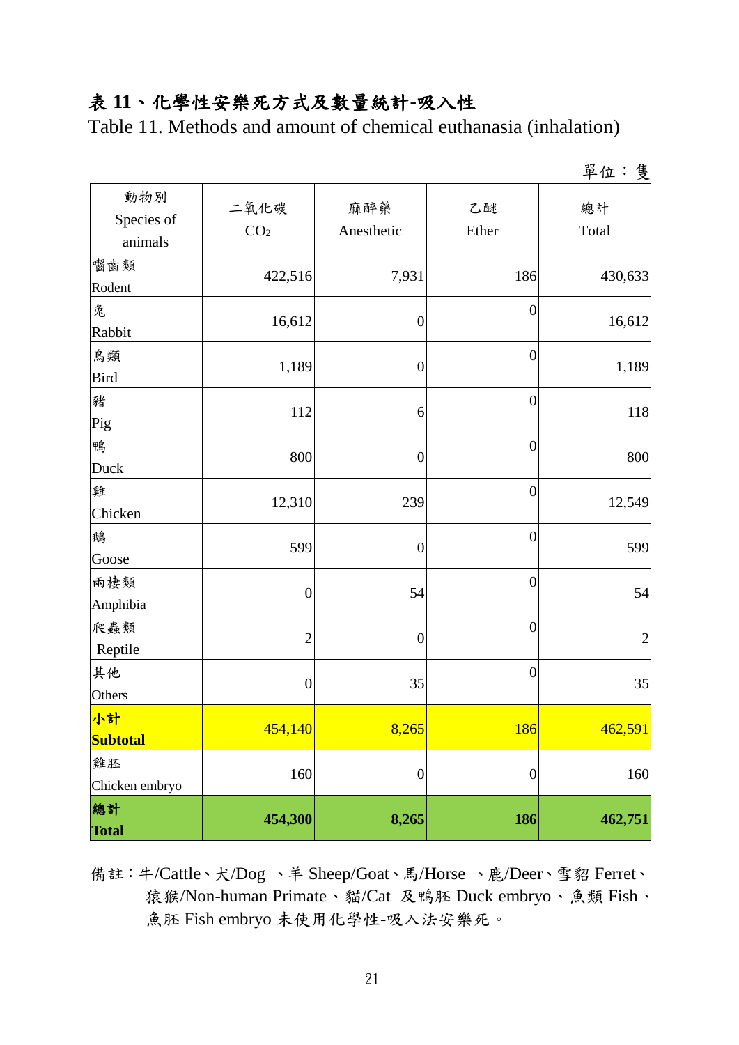# 表 11、化學性安樂死方式及數量統計-吸入性

Table 11. Methods and amount of chemical euthanasia (inhalation)

單位：隻

| 動物別<br>Species of animals | 二氧化碳<br>$CO_2$ | 麻醉藥<br>Anesthetic | 乙醚<br>Ether | 總計<br>Total |
|---|---|---|---|---|
| 囓齒類<br>Rodent | 422,516 | 7,931 | 186 | 430,633 |
| 兔<br>Rabbit | 16,612 | 0 | 0 | 16,612 |
| 鳥類<br>Bird | 1,189 | 0 | 0 | 1,189 |
| 豬<br>Pig | 112 | 6 | 0 | 118 |
| 鴨<br>Duck | 800 | 0 | 0 | 800 |
| 雞<br>Chicken | 12,310 | 239 | 0 | 12,549 |
| 鵝<br>Goose | 599 | 0 | 0 | 599 |
| 兩棲類<br>Amphibia | 0 | 54 | 0 | 54 |
| 爬蟲類<br>Reptile | 2 | 0 | 0 | 2 |
| 其他<br>Others | 0 | 35 | 0 | 35 |
| **小計<br>Subtotal** | 454,140 | 8,265 | 186 | 462,591 |
| 雞胚<br>Chicken embryo | 160 | 0 | 0 | 160 |
| **總計<br>Total** | **454,300** | **8,265** | **186** | **462,751** |

備註：牛/Cattle、犬/Dog 、羊 Sheep/Goat、馬/Horse 、鹿/Deer、雪貂 Ferret、猿猴/Non-human Primate、貓/Cat 及鴨胚 Duck embryo、魚類 Fish、魚胚 Fish embryo 未使用化學性-吸入法安樂死。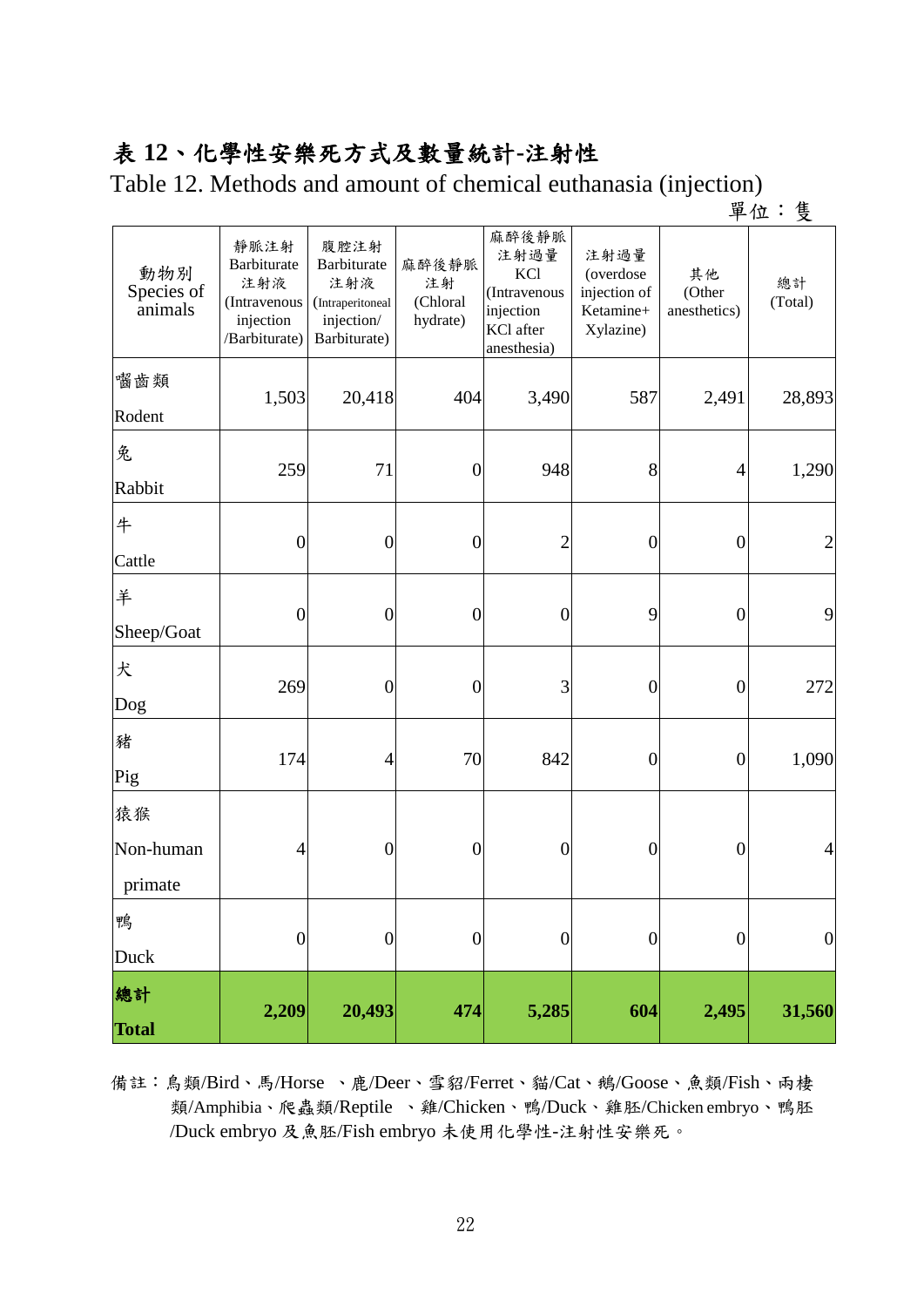# 表 12、化學性安樂死方式及數量統計-注射性

Table 12. Methods and amount of chemical euthanasia (injection)

單位：隻

| 動物別 Species of animals | 靜脈注射 Barbiturate 注射液 (Intravenous injection /Barbiturate) | 腹腔注射 Barbiturate 注射液 (Intraperitoneal injection/ Barbiturate) | 麻醉後靜脈注射 (Chloral hydrate) | 麻醉後靜脈注射過量 KCl (Intravenous injection KCl after anesthesia) | 注射過量 (overdose injection of Ketamine+ Xylazine) | 其他 (Other anesthetics) | 總計 (Total) |
|---|---|---|---|---|---|---|---|
| 囓齒類 Rodent | 1,503 | 20,418 | 404 | 3,490 | 587 | 2,491 | 28,893 |
| 兔 Rabbit | 259 | 71 | 0 | 948 | 8 | 4 | 1,290 |
| 牛 Cattle | 0 | 0 | 0 | 2 | 0 | 0 | 2 |
| 羊 Sheep/Goat | 0 | 0 | 0 | 0 | 9 | 0 | 9 |
| 犬 Dog | 269 | 0 | 0 | 3 | 0 | 0 | 272 |
| 豬 Pig | 174 | 4 | 70 | 842 | 0 | 0 | 1,090 |
| 猿猴 Non-human primate | 4 | 0 | 0 | 0 | 0 | 0 | 4 |
| 鴨 Duck | 0 | 0 | 0 | 0 | 0 | 0 | 0 |
| **總計 Total** | **2,209** | **20,493** | **474** | **5,285** | **604** | **2,495** | **31,560** |

備註：鳥類/Bird、馬/Horse 、鹿/Deer、雪貂/Ferret、貓/Cat、鵝/Goose、魚類/Fish、兩棲類/Amphibia、爬蟲類/Reptile 、雞/Chicken、鴨/Duck、雞胚/Chicken embryo、鴨胚/Duck embryo 及魚胚/Fish embryo 未使用化學性-注射性安樂死。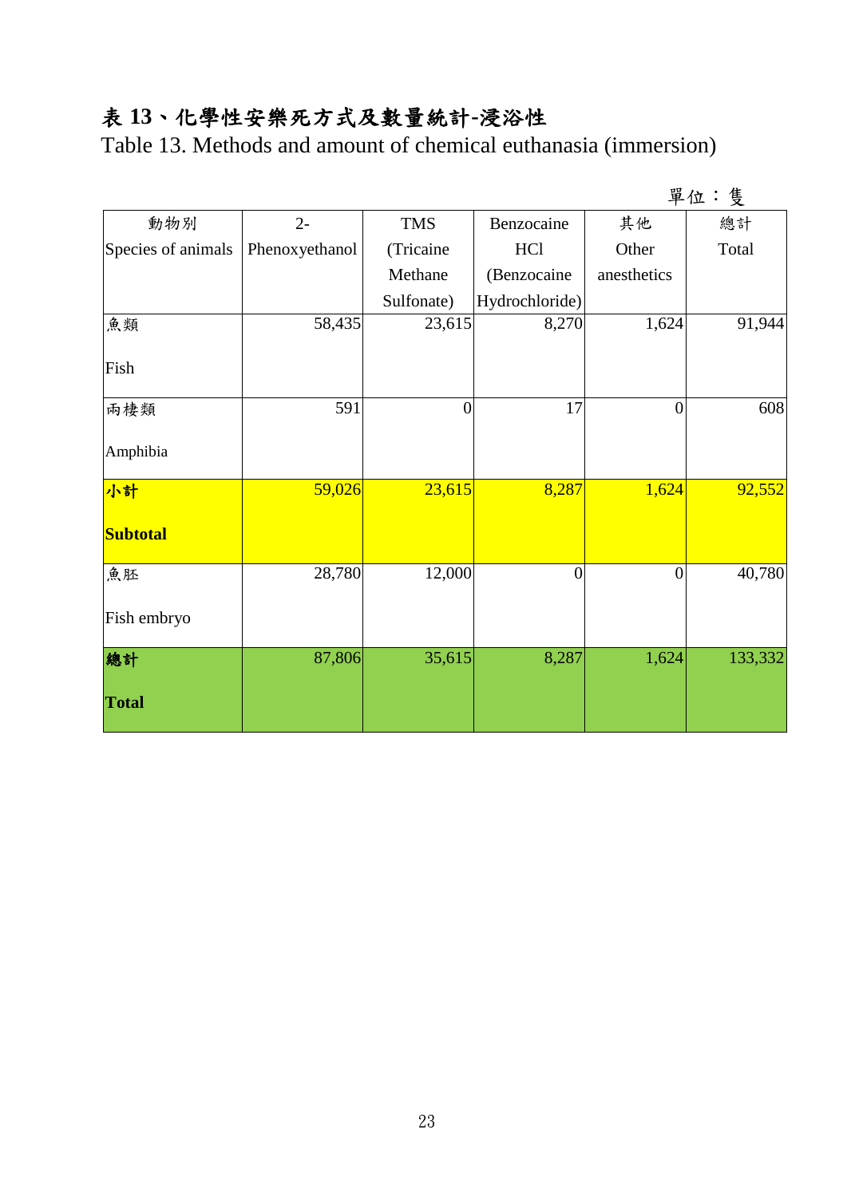# 表 13、化學性安樂死方式及數量統計-浸浴性

Table 13. Methods and amount of chemical euthanasia (immersion)

單位：隻

| 動物別 Species of animals | 2-Phenoxyethanol | TMS (Tricaine Methane Sulfonate) | Benzocaine HCl (Benzocaine Hydrochloride) | 其他 Other anesthetics | 總計 Total |
|---|---|---|---|---|---|
| 魚類 Fish | 58,435 | 23,615 | 8,270 | 1,624 | 91,944 |
| 兩棲類 Amphibia | 591 | 0 | 17 | 0 | 608 |
| **小計 Subtotal** | 59,026 | 23,615 | 8,287 | 1,624 | 92,552 |
| 魚胚 Fish embryo | 28,780 | 12,000 | 0 | 0 | 40,780 |
| **總計 Total** | 87,806 | 35,615 | 8,287 | 1,624 | 133,332 |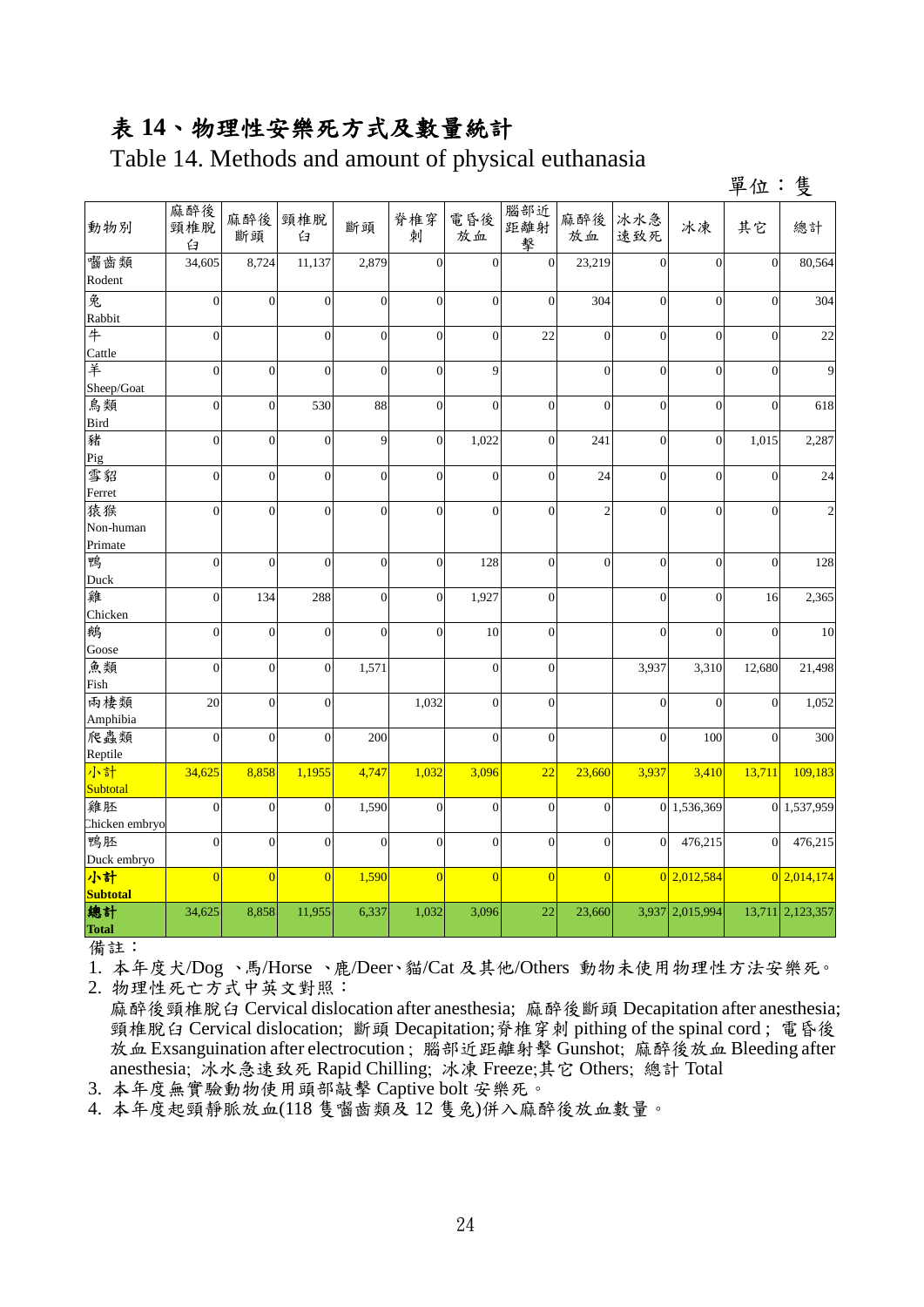# 表 14、物理性安樂死方式及數量統計

Table 14. Methods and amount of physical euthanasia

單位：隻

| 動物別 | 麻醉後頸椎脫臼 | 麻醉後斷頭 | 頸椎脫臼 | 斷頭 | 脊椎穿刺 | 電昏後放血 | 腦部近距離射擊 | 麻醉後放血 | 冰水急速致死 | 冰凍 | 其它 | 總計 |
|---|---|---|---|---|---|---|---|---|---|---|---|---|
| 囓齒類 Rodent | 34,605 | 8,724 | 11,137 | 2,879 | 0 | 0 | 0 | 23,219 | 0 | 0 | 0 | 80,564 |
| 兔 Rabbit | 0 | 0 | 0 | 0 | 0 | 0 | 0 | 304 | 0 | 0 | 0 | 304 |
| 牛 Cattle | 0 | | 0 | 0 | 0 | 0 | 22 | 0 | 0 | 0 | 0 | 22 |
| 羊 Sheep/Goat | 0 | 0 | 0 | 0 | 0 | 9 | | 0 | 0 | 0 | 0 | 9 |
| 鳥類 Bird | 0 | 0 | 530 | 88 | 0 | 0 | 0 | 0 | 0 | 0 | 0 | 618 |
| 豬 Pig | 0 | 0 | 0 | 9 | 0 | 1,022 | 0 | 241 | 0 | 0 | 1,015 | 2,287 |
| 雪貂 Ferret | 0 | 0 | 0 | 0 | 0 | 0 | 0 | 24 | 0 | 0 | 0 | 24 |
| 猿猴 Non-human Primate | 0 | 0 | 0 | 0 | 0 | 0 | 0 | 2 | 0 | 0 | 0 | 2 |
| 鴨 Duck | 0 | 0 | 0 | 0 | 0 | 128 | 0 | 0 | 0 | 0 | 0 | 128 |
| 雞 Chicken | 0 | 134 | 288 | 0 | 0 | 1,927 | 0 | | 0 | 0 | 16 | 2,365 |
| 鵝 Goose | 0 | 0 | 0 | 0 | 0 | 10 | 0 | | 0 | 0 | 0 | 10 |
| 魚類 Fish | 0 | 0 | 0 | 1,571 | | 0 | 0 | | 3,937 | 3,310 | 12,680 | 21,498 |
| 兩棲類 Amphibia | 20 | 0 | 0 | | 1,032 | 0 | 0 | | 0 | 0 | 0 | 1,052 |
| 爬蟲類 Reptile | 0 | 0 | 0 | 200 | | 0 | 0 | | 0 | 100 | 0 | 300 |
| 小計 Subtotal | 34,625 | 8,858 | 1,1955 | 4,747 | 1,032 | 3,096 | 22 | 23,660 | 3,937 | 3,410 | 13,711 | 109,183 |
| 雞胚 Chicken embryo | 0 | 0 | 0 | 1,590 | 0 | 0 | 0 | 0 | 0 | 1,536,369 | 0 | 1,537,959 |
| 鴨胚 Duck embryo | 0 | 0 | 0 | 0 | 0 | 0 | 0 | 0 | 0 | 476,215 | 0 | 476,215 |
| **小計 Subtotal** | 0 | 0 | 0 | 1,590 | 0 | 0 | 0 | 0 | 0 | 2,012,584 | 0 | 2,014,174 |
| **總計 Total** | 34,625 | 8,858 | 11,955 | 6,337 | 1,032 | 3,096 | 22 | 23,660 | 3,937 | 2,015,994 | 13,711 | 2,123,357 |

備註：

1. 本年度犬/Dog 、馬/Horse 、鹿/Deer、貓/Cat 及其他/Others 動物未使用物理性方法安樂死。
2. 物理性死亡方式中英文對照：
   麻醉後頸椎脫臼 Cervical dislocation after anesthesia; 麻醉後斷頭 Decapitation after anesthesia; 頸椎脫臼 Cervical dislocation; 斷頭 Decapitation;脊椎穿刺 pithing of the spinal cord ; 電昏後放血 Exsanguination after electrocution ; 腦部近距離射擊 Gunshot; 麻醉後放血 Bleeding after anesthesia; 冰水急速致死 Rapid Chilling; 冰凍 Freeze;其它 Others; 總計 Total
3. 本年度無實驗動物使用頭部敲擊 Captive bolt 安樂死。
4. 本年度起頸靜脈放血(118 隻囓齒類及 12 隻兔)併入麻醉後放血數量。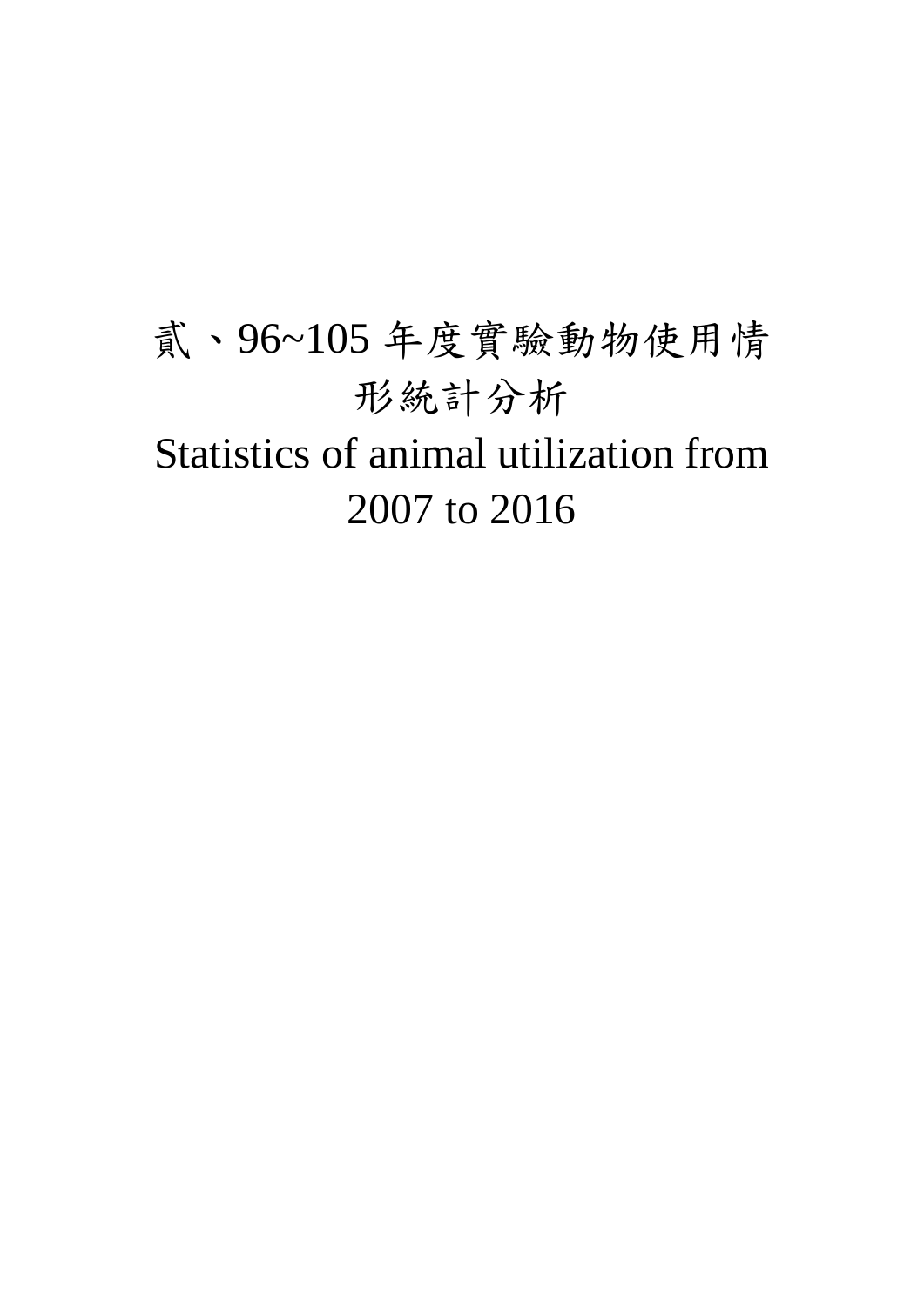# 貳、96~105 年度實驗動物使用情形統計分析

# Statistics of animal utilization from 2007 to 2016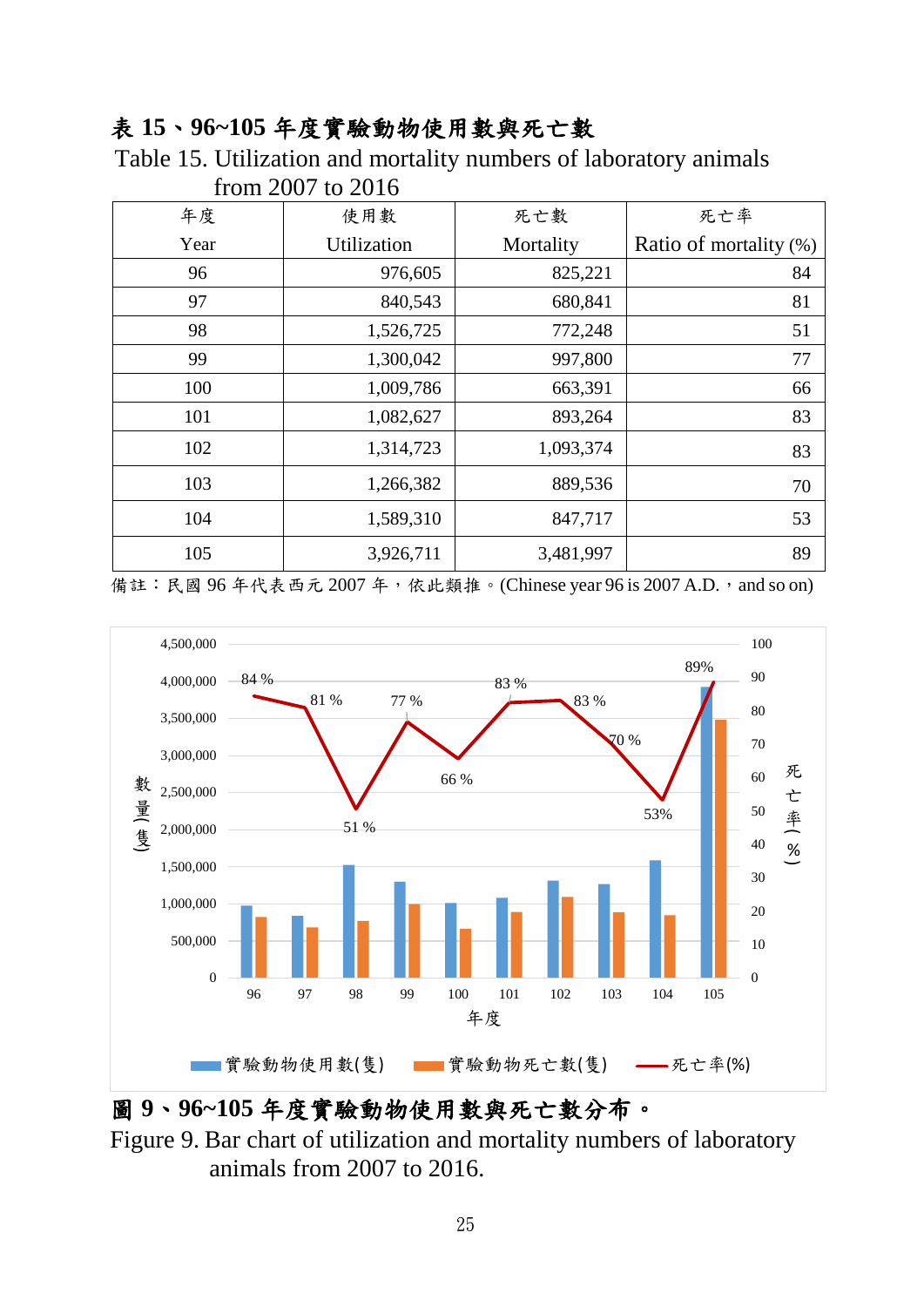## 表 15、96~105 年度實驗動物使用數與死亡數

Table 15. Utilization and mortality numbers of laboratory animals from 2007 to 2016

| 年度 Year | 使用數 Utilization | 死亡數 Mortality | 死亡率 Ratio of mortality (%) |
|---|---|---|---|
| 96 | 976,605 | 825,221 | 84 |
| 97 | 840,543 | 680,841 | 81 |
| 98 | 1,526,725 | 772,248 | 51 |
| 99 | 1,300,042 | 997,800 | 77 |
| 100 | 1,009,786 | 663,391 | 66 |
| 101 | 1,082,627 | 893,264 | 83 |
| 102 | 1,314,723 | 1,093,374 | 83 |
| 103 | 1,266,382 | 889,536 | 70 |
| 104 | 1,589,310 | 847,717 | 53 |
| 105 | 3,926,711 | 3,481,997 | 89 |

備註：民國 96 年代表西元 2007 年，依此類推。(Chinese year 96 is 2007 A.D.，and so on)

**圖 9、96~105 年度實驗動物使用數與死亡數分布。**

Figure 9. Bar chart of utilization and mortality numbers of laboratory animals from 2007 to 2016.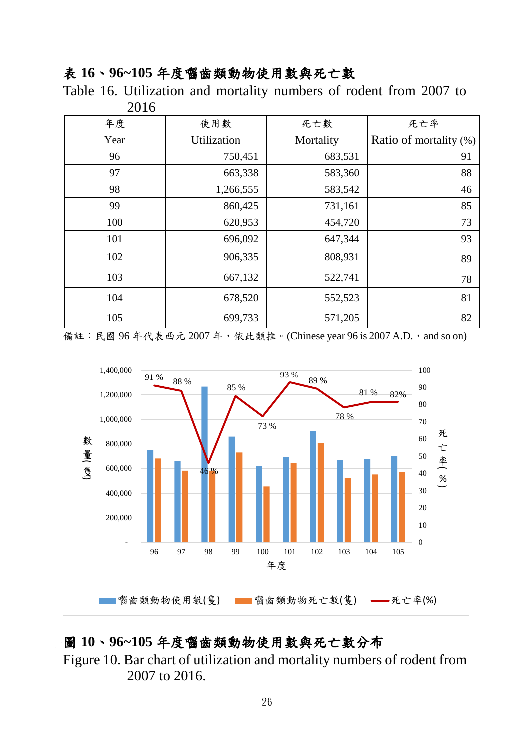**表 16、96~105 年度囓齒類動物使用數與死亡數**

Table 16. Utilization and mortality numbers of rodent from 2007 to 2016

| 年度<br>Year | 使用數<br>Utilization | 死亡數<br>Mortality | 死亡率<br>Ratio of mortality (%) |
|---|---|---|---|
| 96 | 750,451 | 683,531 | 91 |
| 97 | 663,338 | 583,360 | 88 |
| 98 | 1,266,555 | 583,542 | 46 |
| 99 | 860,425 | 731,161 | 85 |
| 100 | 620,953 | 454,720 | 73 |
| 101 | 696,092 | 647,344 | 93 |
| 102 | 906,335 | 808,931 | 89 |
| 103 | 667,132 | 522,741 | 78 |
| 104 | 678,520 | 552,523 | 81 |
| 105 | 699,733 | 571,205 | 82 |

備註：民國 96 年代表西元 2007 年，依此類推。(Chinese year 96 is 2007 A.D.，and so on)

**圖 10、96~105 年度囓齒類動物使用數與死亡數分布**

Figure 10. Bar chart of utilization and mortality numbers of rodent from 2007 to 2016.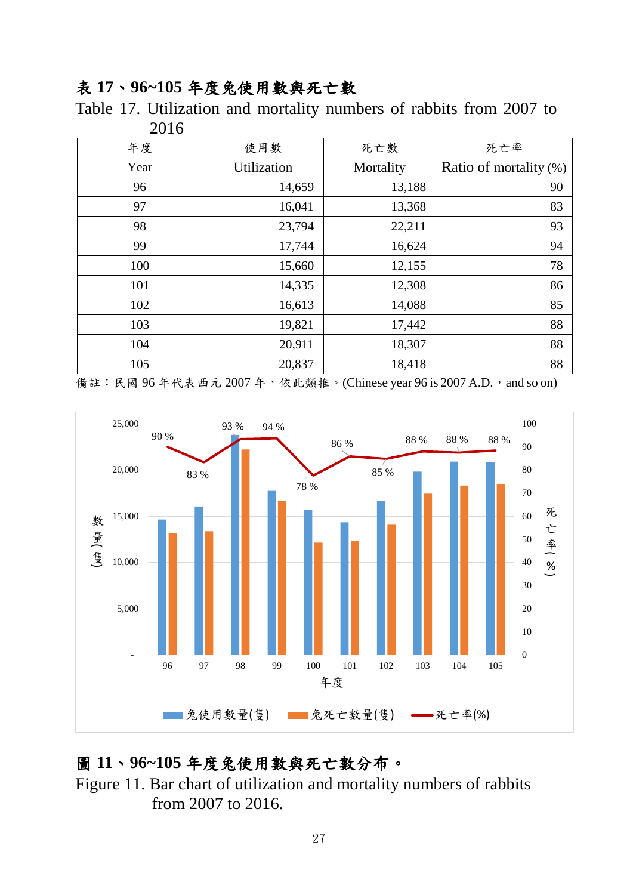**表 17、96~105 年度兔使用數與死亡數**

Table 17. Utilization and mortality numbers of rabbits from 2007 to 2016

| 年度<br>Year | 使用數<br>Utilization | 死亡數<br>Mortality | 死亡率<br>Ratio of mortality (%) |
|---|---|---|---|
| 96 | 14,659 | 13,188 | 90 |
| 97 | 16,041 | 13,368 | 83 |
| 98 | 23,794 | 22,211 | 93 |
| 99 | 17,744 | 16,624 | 94 |
| 100 | 15,660 | 12,155 | 78 |
| 101 | 14,335 | 12,308 | 86 |
| 102 | 16,613 | 14,088 | 85 |
| 103 | 19,821 | 17,442 | 88 |
| 104 | 20,911 | 18,307 | 88 |
| 105 | 20,837 | 18,418 | 88 |

備註：民國 96 年代表西元 2007 年，依此類推。(Chinese year 96 is 2007 A.D.，and so on)

**圖 11、96~105 年度兔使用數與死亡數分布。**

Figure 11. Bar chart of utilization and mortality numbers of rabbits from 2007 to 2016.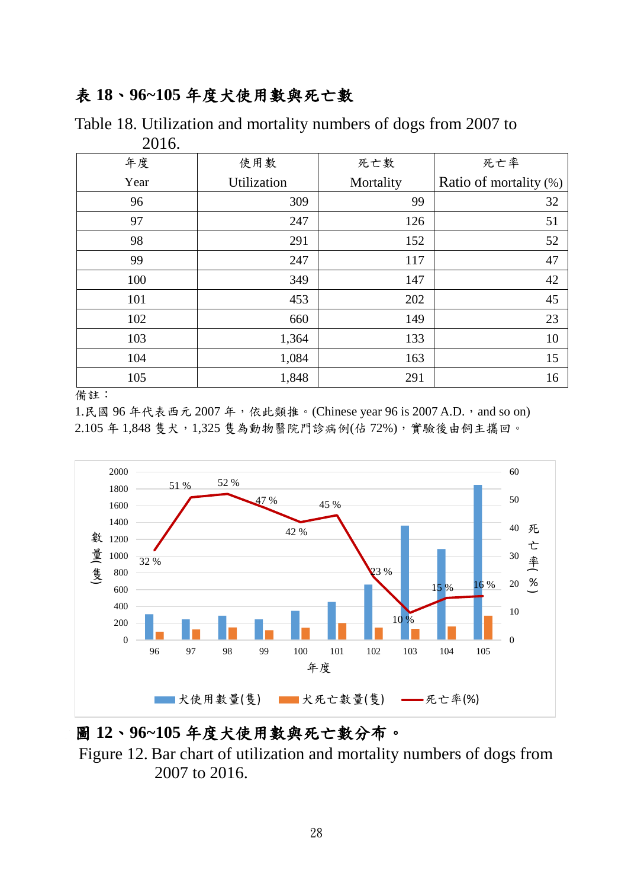**表 18、96~105 年度犬使用數與死亡數**

Table 18. Utilization and mortality numbers of dogs from 2007 to 2016.

| 年度 Year | 使用數 Utilization | 死亡數 Mortality | 死亡率 Ratio of mortality (%) |
|---|---|---|---|
| 96 | 309 | 99 | 32 |
| 97 | 247 | 126 | 51 |
| 98 | 291 | 152 | 52 |
| 99 | 247 | 117 | 47 |
| 100 | 349 | 147 | 42 |
| 101 | 453 | 202 | 45 |
| 102 | 660 | 149 | 23 |
| 103 | 1,364 | 133 | 10 |
| 104 | 1,084 | 163 | 15 |
| 105 | 1,848 | 291 | 16 |

備註：

1.民國 96 年代表西元 2007 年，依此類推。(Chinese year 96 is 2007 A.D.，and so on)

2.105 年 1,848 隻犬，1,325 隻為動物醫院門診病例(佔 72%)，實驗後由飼主攜回。

**圖 12、96~105 年度犬使用數與死亡數分布。**

Figure 12. Bar chart of utilization and mortality numbers of dogs from 2007 to 2016.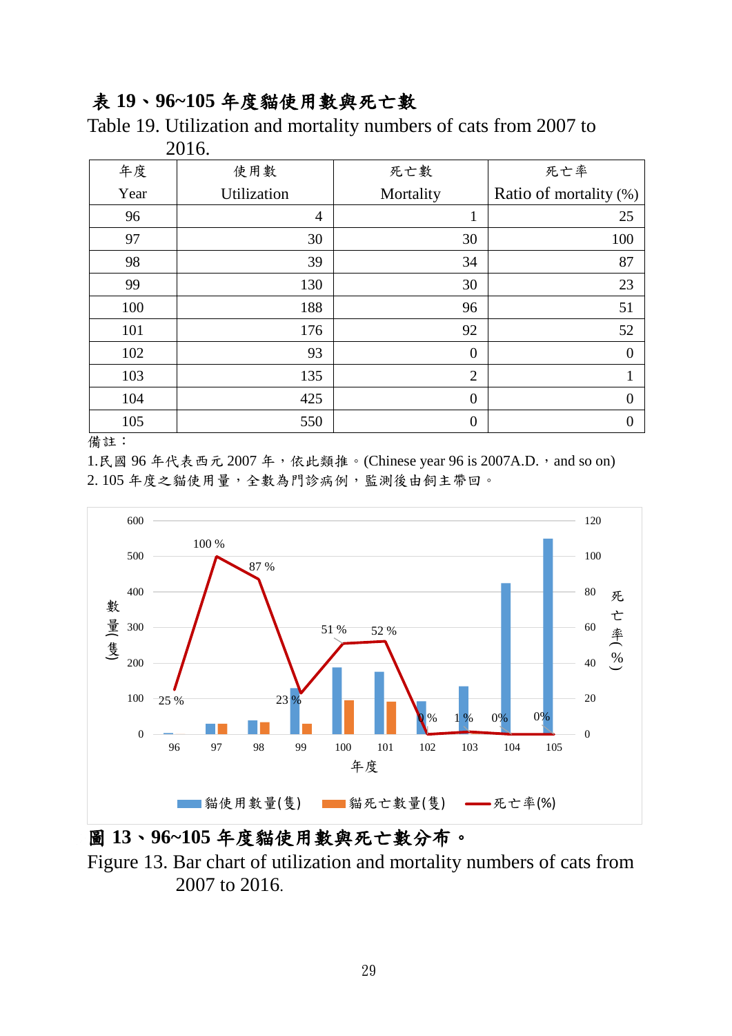**表 19、96~105 年度貓使用數與死亡數**

Table 19. Utilization and mortality numbers of cats from 2007 to 2016.

| 年度 Year | 使用數 Utilization | 死亡數 Mortality | 死亡率 Ratio of mortality (%) |
|---|---|---|---|
| 96 | 4 | 1 | 25 |
| 97 | 30 | 30 | 100 |
| 98 | 39 | 34 | 87 |
| 99 | 130 | 30 | 23 |
| 100 | 188 | 96 | 51 |
| 101 | 176 | 92 | 52 |
| 102 | 93 | 0 | 0 |
| 103 | 135 | 2 | 1 |
| 104 | 425 | 0 | 0 |
| 105 | 550 | 0 | 0 |

備註：

1.民國 96 年代表西元 2007 年，依此類推。(Chinese year 96 is 2007A.D.，and so on)

2. 105 年度之貓使用量，全數為門診病例，監測後由飼主帶回。

**圖 13、96~105 年度貓使用數與死亡數分布。**

Figure 13. Bar chart of utilization and mortality numbers of cats from 2007 to 2016.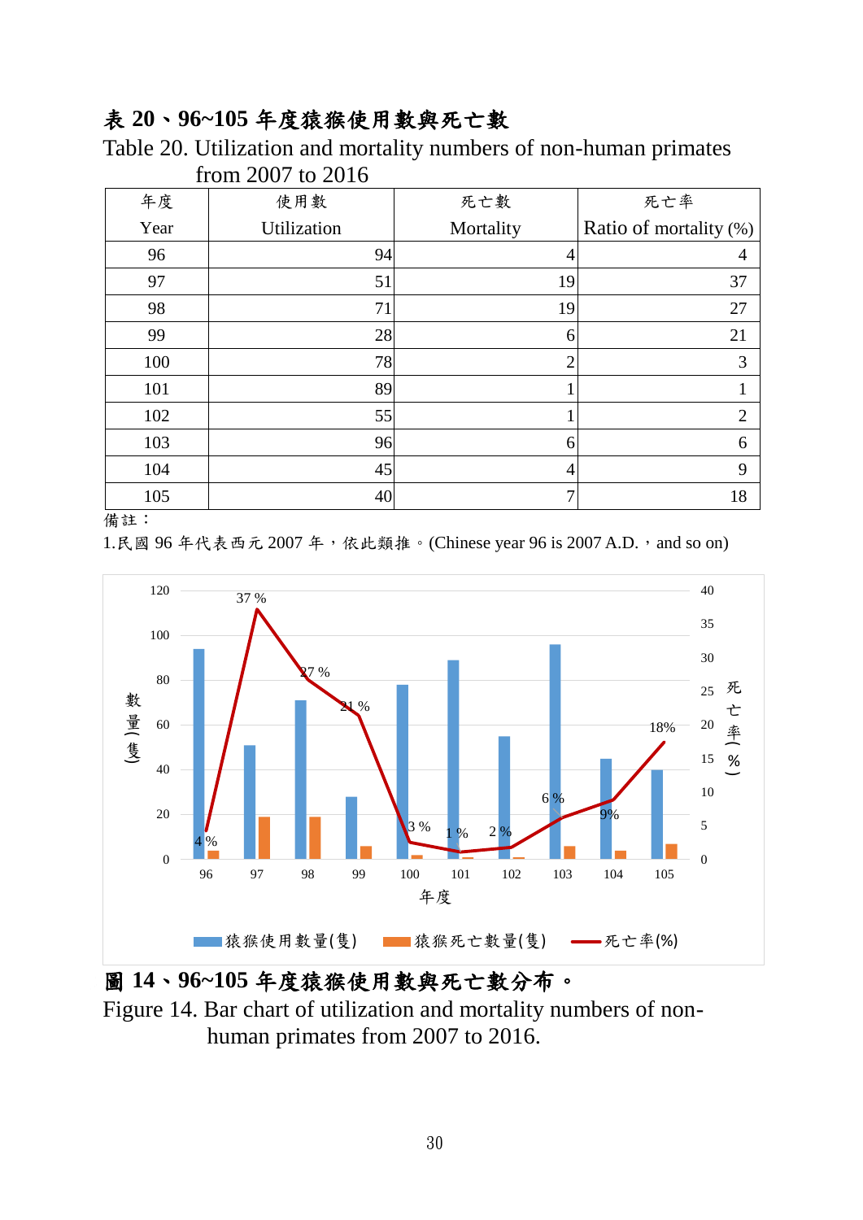**表 20、96~105 年度猿猴使用數與死亡數**

Table 20. Utilization and mortality numbers of non-human primates from 2007 to 2016

| 年度 Year | 使用數 Utilization | 死亡數 Mortality | 死亡率 Ratio of mortality (%) |
|---|---|---|---|
| 96 | 94 | 4 | 4 |
| 97 | 51 | 19 | 37 |
| 98 | 71 | 19 | 27 |
| 99 | 28 | 6 | 21 |
| 100 | 78 | 2 | 3 |
| 101 | 89 | 1 | 1 |
| 102 | 55 | 1 | 2 |
| 103 | 96 | 6 | 6 |
| 104 | 45 | 4 | 9 |
| 105 | 40 | 7 | 18 |

備註：

1.民國 96 年代表西元 2007 年，依此類推。(Chinese year 96 is 2007 A.D.，and so on)

**圖 14、96~105 年度猿猴使用數與死亡數分布。**

Figure 14. Bar chart of utilization and mortality numbers of non-human primates from 2007 to 2016.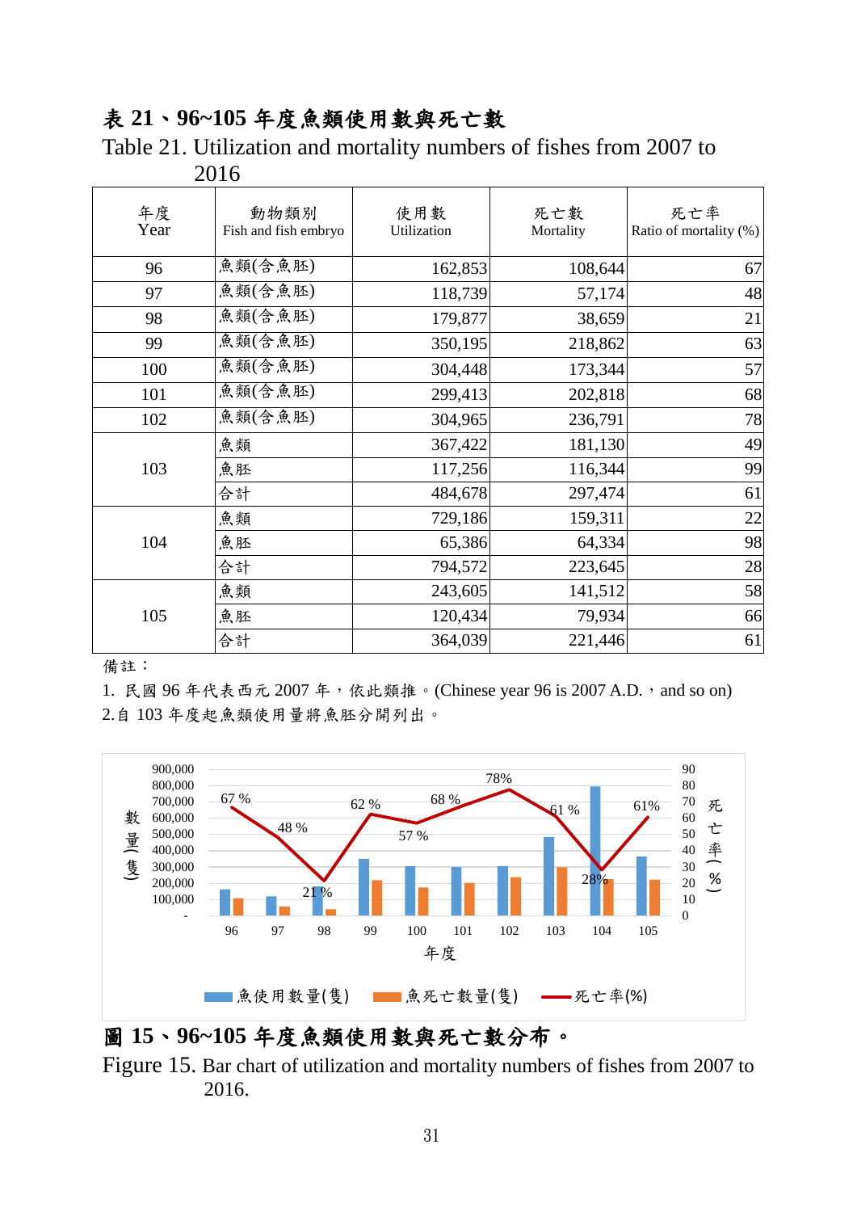## 表 21、96~105 年度魚類使用數與死亡數

Table 21. Utilization and mortality numbers of fishes from 2007 to 2016

| 年度 Year | 動物類別 Fish and fish embryo | 使用數 Utilization | 死亡數 Mortality | 死亡率 Ratio of mortality (%) |
|---|---|---|---|---|
| 96 | 魚類(含魚胚) | 162,853 | 108,644 | 67 |
| 97 | 魚類(含魚胚) | 118,739 | 57,174 | 48 |
| 98 | 魚類(含魚胚) | 179,877 | 38,659 | 21 |
| 99 | 魚類(含魚胚) | 350,195 | 218,862 | 63 |
| 100 | 魚類(含魚胚) | 304,448 | 173,344 | 57 |
| 101 | 魚類(含魚胚) | 299,413 | 202,818 | 68 |
| 102 | 魚類(含魚胚) | 304,965 | 236,791 | 78 |
| 103 | 魚類 | 367,422 | 181,130 | 49 |
| | 魚胚 | 117,256 | 116,344 | 99 |
| | 合計 | 484,678 | 297,474 | 61 |
| 104 | 魚類 | 729,186 | 159,311 | 22 |
| | 魚胚 | 65,386 | 64,334 | 98 |
| | 合計 | 794,572 | 223,645 | 28 |
| 105 | 魚類 | 243,605 | 141,512 | 58 |
| | 魚胚 | 120,434 | 79,934 | 66 |
| | 合計 | 364,039 | 221,446 | 61 |

備註：

1. 民國 96 年代表西元 2007 年，依此類推。(Chinese year 96 is 2007 A.D.，and so on)
2. 自 103 年度起魚類使用量將魚胚分開列出。

數量(隻)
900,000
800,000
700,000
600,000
500,000
400,000
300,000
200,000
100,000
-

死亡率(%)
90
80
70
60
50
40
30
20
10
0

67 %
48 %
21 %
62 %
57 %
68 %
78%
61 %
28%
61%

96 97 98 99 100 101 102 103 104 105
年度

魚使用數量(隻)　魚死亡數量(隻)　死亡率(%)

## 圖 15、96~105 年度魚類使用數與死亡數分布。

Figure 15. Bar chart of utilization and mortality numbers of fishes from 2007 to 2016.